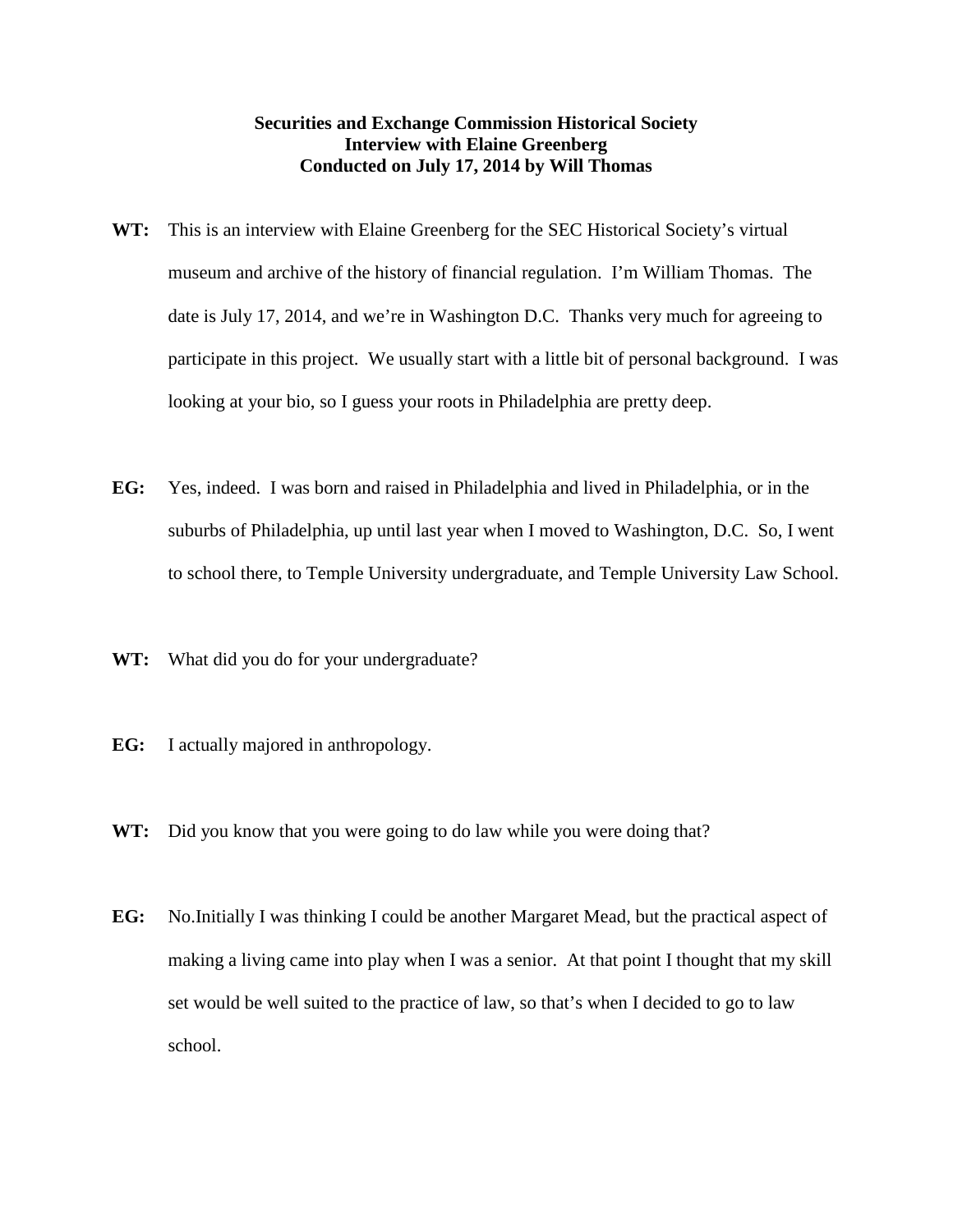**Securities and Exchange Commission Historical Society**
**Interview with Elaine Greenberg**
**Conducted on July 17, 2014 by Will Thomas**

**WT:** This is an interview with Elaine Greenberg for the SEC Historical Society's virtual museum and archive of the history of financial regulation. I'm William Thomas. The date is July 17, 2014, and we're in Washington D.C. Thanks very much for agreeing to participate in this project. We usually start with a little bit of personal background. I was looking at your bio, so I guess your roots in Philadelphia are pretty deep.

**EG:** Yes, indeed. I was born and raised in Philadelphia and lived in Philadelphia, or in the suburbs of Philadelphia, up until last year when I moved to Washington, D.C. So, I went to school there, to Temple University undergraduate, and Temple University Law School.

**WT:** What did you do for your undergraduate?

**EG:** I actually majored in anthropology.

**WT:** Did you know that you were going to do law while you were doing that?

**EG:** No.Initially I was thinking I could be another Margaret Mead, but the practical aspect of making a living came into play when I was a senior. At that point I thought that my skill set would be well suited to the practice of law, so that's when I decided to go to law school.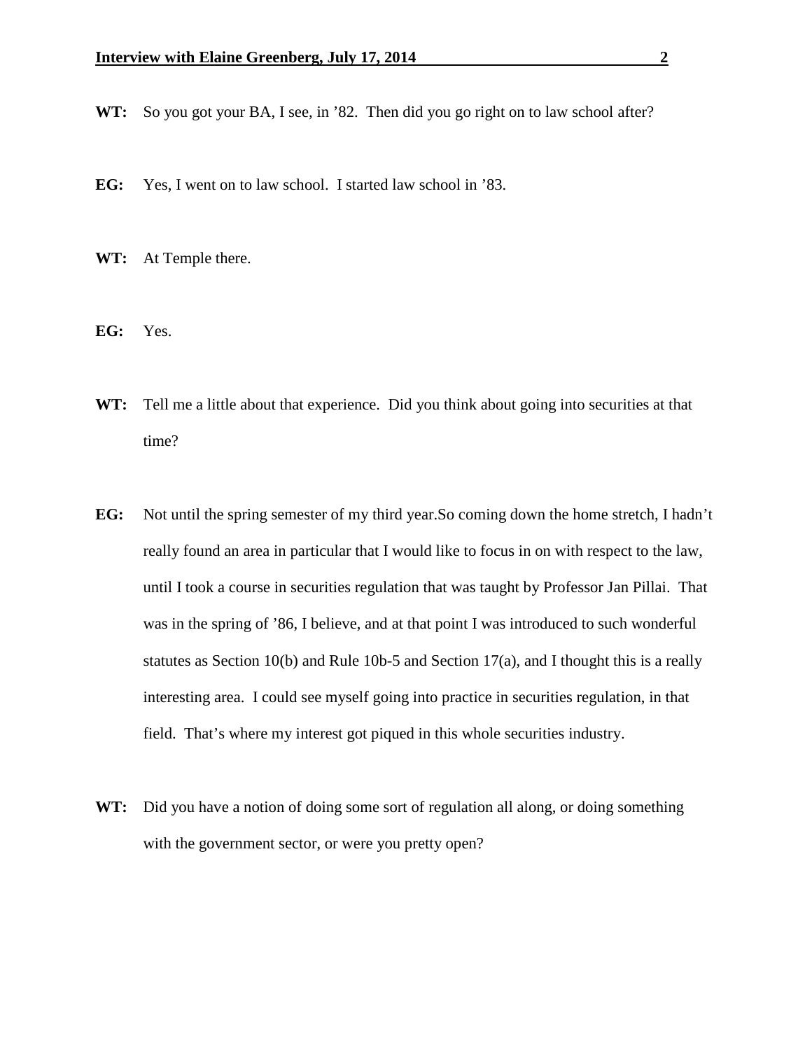**WT:** So you got your BA, I see, in ’82. Then did you go right on to law school after?

**EG:** Yes, I went on to law school. I started law school in ’83.

**WT:** At Temple there.

**EG:** Yes.

**WT:** Tell me a little about that experience. Did you think about going into securities at that time?

**EG:** Not until the spring semester of my third year.So coming down the home stretch, I hadn’t really found an area in particular that I would like to focus in on with respect to the law, until I took a course in securities regulation that was taught by Professor Jan Pillai. That was in the spring of ’86, I believe, and at that point I was introduced to such wonderful statutes as Section 10(b) and Rule 10b-5 and Section 17(a), and I thought this is a really interesting area. I could see myself going into practice in securities regulation, in that field. That’s where my interest got piqued in this whole securities industry.

**WT:** Did you have a notion of doing some sort of regulation all along, or doing something with the government sector, or were you pretty open?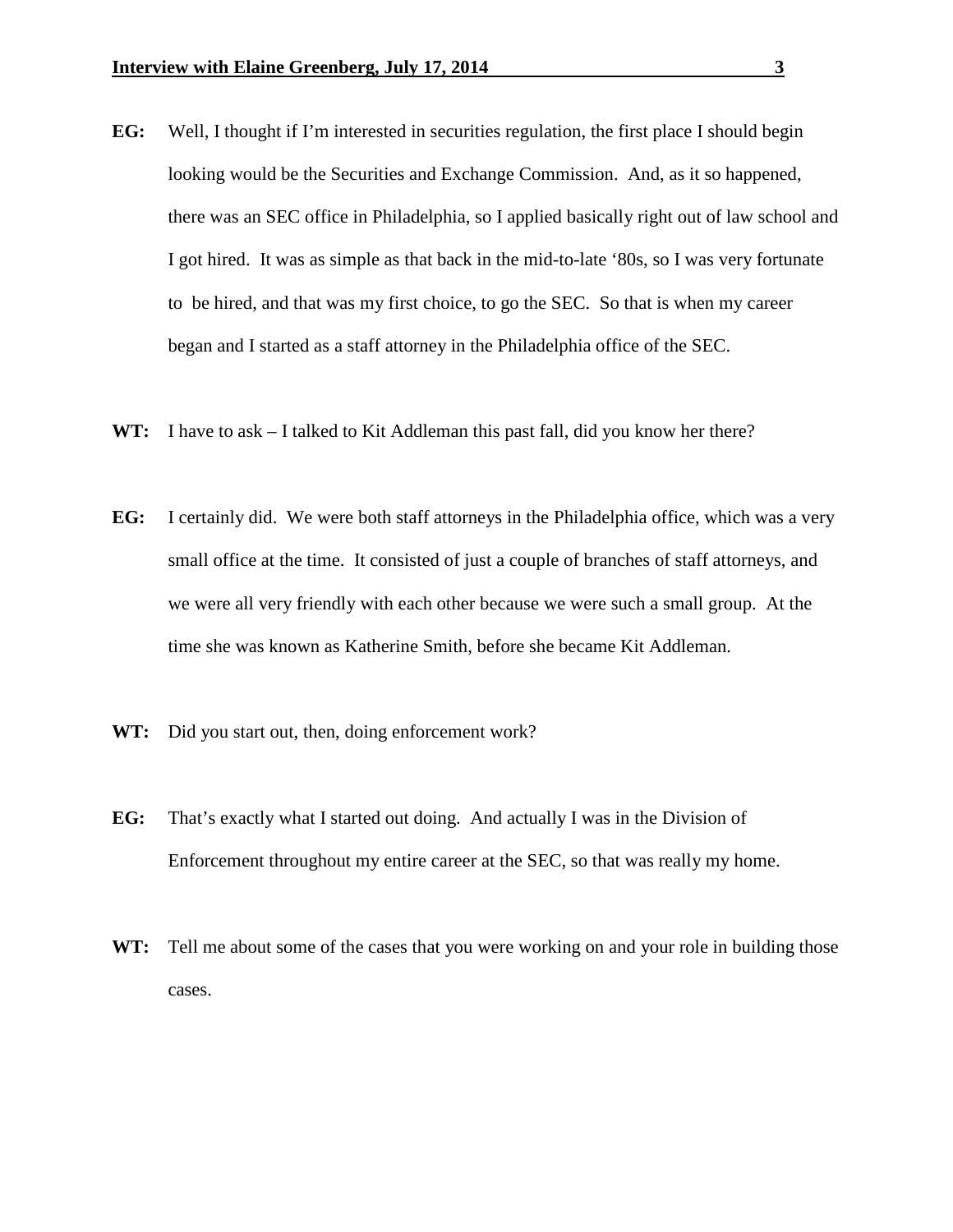**EG:** Well, I thought if I'm interested in securities regulation, the first place I should begin looking would be the Securities and Exchange Commission. And, as it so happened, there was an SEC office in Philadelphia, so I applied basically right out of law school and I got hired. It was as simple as that back in the mid-to-late '80s, so I was very fortunate to be hired, and that was my first choice, to go the SEC. So that is when my career began and I started as a staff attorney in the Philadelphia office of the SEC.

**WT:** I have to ask – I talked to Kit Addleman this past fall, did you know her there?

**EG:** I certainly did. We were both staff attorneys in the Philadelphia office, which was a very small office at the time. It consisted of just a couple of branches of staff attorneys, and we were all very friendly with each other because we were such a small group. At the time she was known as Katherine Smith, before she became Kit Addleman.

**WT:** Did you start out, then, doing enforcement work?

**EG:** That's exactly what I started out doing. And actually I was in the Division of Enforcement throughout my entire career at the SEC, so that was really my home.

**WT:** Tell me about some of the cases that you were working on and your role in building those cases.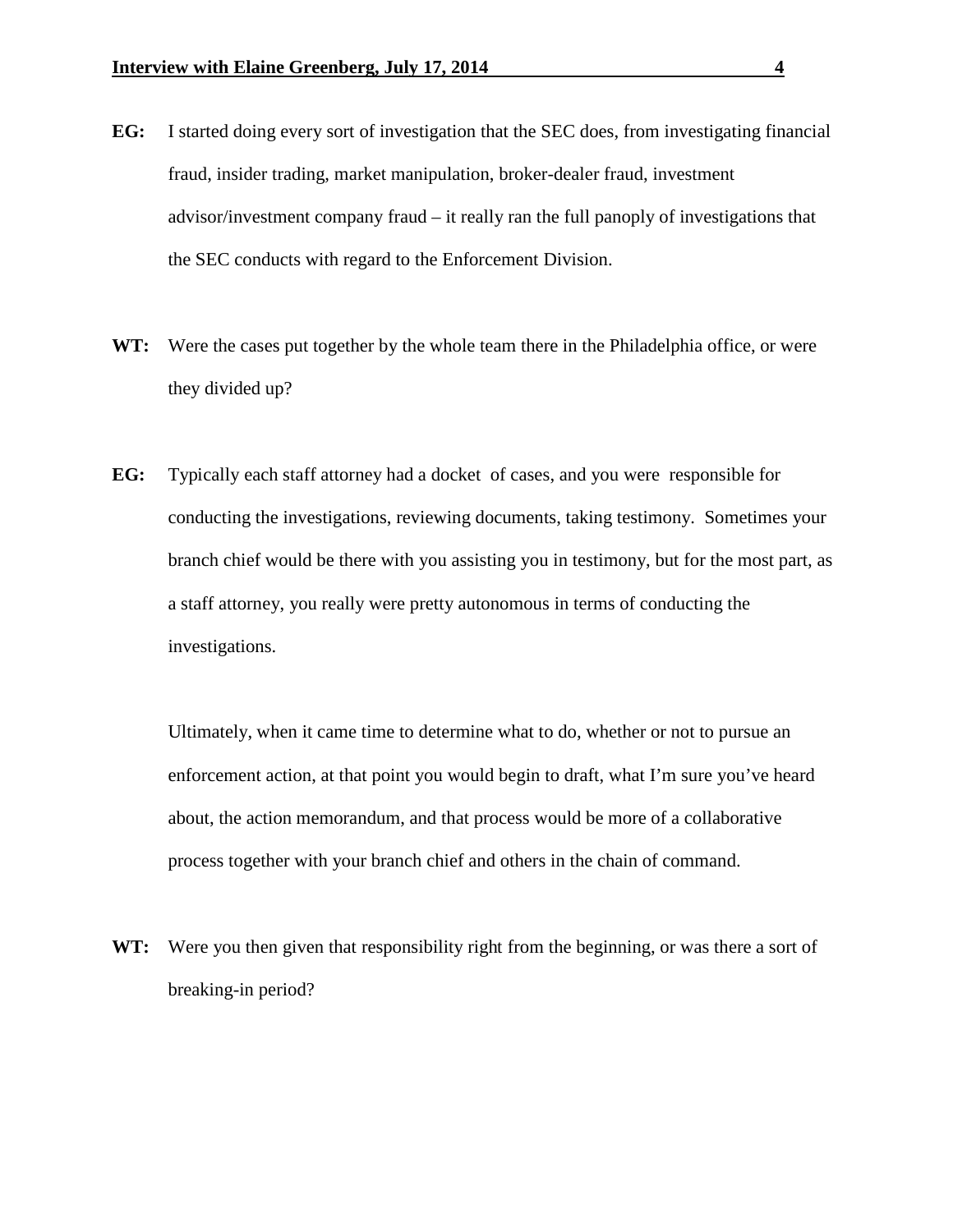**EG:** I started doing every sort of investigation that the SEC does, from investigating financial fraud, insider trading, market manipulation, broker-dealer fraud, investment advisor/investment company fraud – it really ran the full panoply of investigations that the SEC conducts with regard to the Enforcement Division.

**WT:** Were the cases put together by the whole team there in the Philadelphia office, or were they divided up?

**EG:** Typically each staff attorney had a docket of cases, and you were responsible for conducting the investigations, reviewing documents, taking testimony. Sometimes your branch chief would be there with you assisting you in testimony, but for the most part, as a staff attorney, you really were pretty autonomous in terms of conducting the investigations.

Ultimately, when it came time to determine what to do, whether or not to pursue an enforcement action, at that point you would begin to draft, what I'm sure you've heard about, the action memorandum, and that process would be more of a collaborative process together with your branch chief and others in the chain of command.

**WT:** Were you then given that responsibility right from the beginning, or was there a sort of breaking-in period?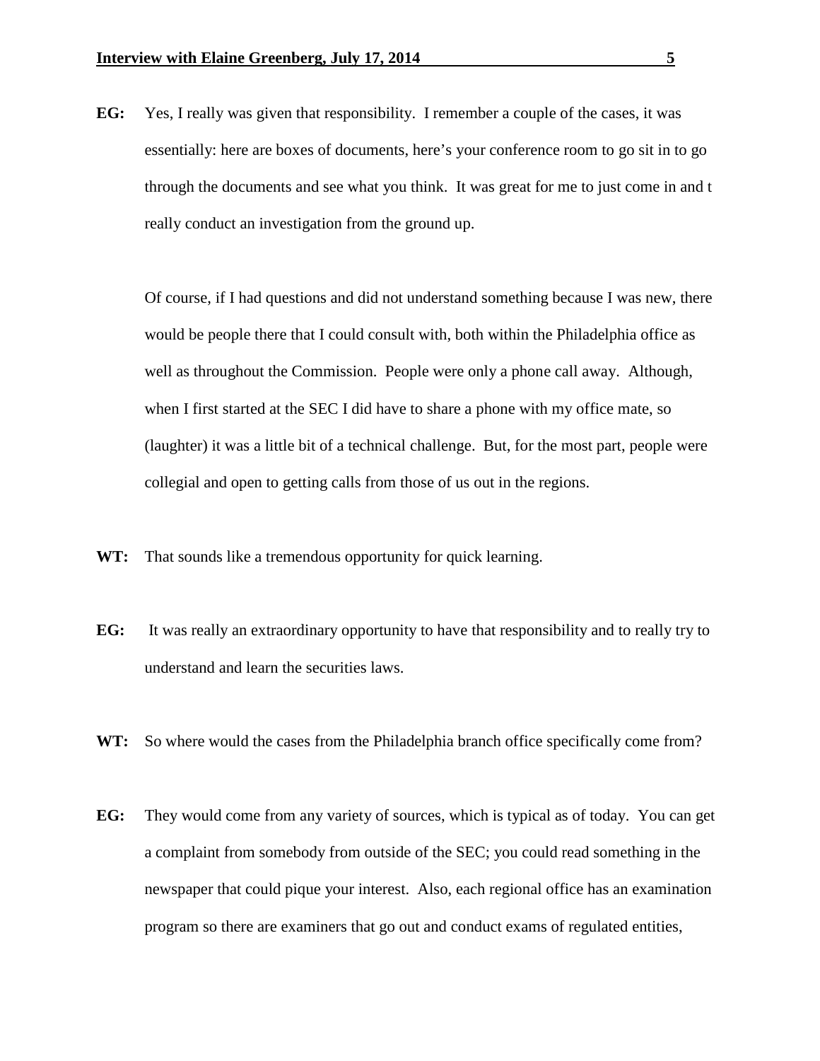**EG:** Yes, I really was given that responsibility. I remember a couple of the cases, it was essentially: here are boxes of documents, here's your conference room to go sit in to go through the documents and see what you think. It was great for me to just come in and t really conduct an investigation from the ground up.

Of course, if I had questions and did not understand something because I was new, there would be people there that I could consult with, both within the Philadelphia office as well as throughout the Commission. People were only a phone call away. Although, when I first started at the SEC I did have to share a phone with my office mate, so (laughter) it was a little bit of a technical challenge. But, for the most part, people were collegial and open to getting calls from those of us out in the regions.

**WT:** That sounds like a tremendous opportunity for quick learning.

**EG:** It was really an extraordinary opportunity to have that responsibility and to really try to understand and learn the securities laws.

**WT:** So where would the cases from the Philadelphia branch office specifically come from?

**EG:** They would come from any variety of sources, which is typical as of today. You can get a complaint from somebody from outside of the SEC; you could read something in the newspaper that could pique your interest. Also, each regional office has an examination program so there are examiners that go out and conduct exams of regulated entities,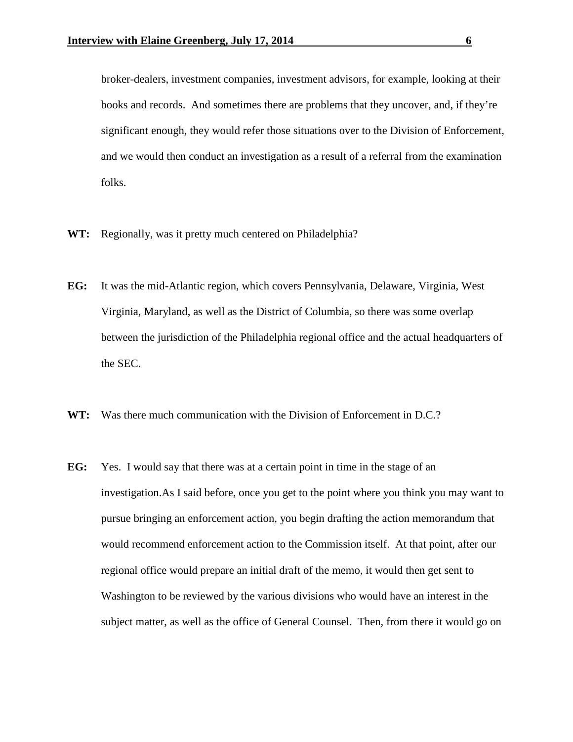broker-dealers, investment companies, investment advisors, for example, looking at their books and records. And sometimes there are problems that they uncover, and, if they're significant enough, they would refer those situations over to the Division of Enforcement, and we would then conduct an investigation as a result of a referral from the examination folks.

**WT:** Regionally, was it pretty much centered on Philadelphia?

**EG:** It was the mid-Atlantic region, which covers Pennsylvania, Delaware, Virginia, West Virginia, Maryland, as well as the District of Columbia, so there was some overlap between the jurisdiction of the Philadelphia regional office and the actual headquarters of the SEC.

**WT:** Was there much communication with the Division of Enforcement in D.C.?

**EG:** Yes. I would say that there was at a certain point in time in the stage of an investigation.As I said before, once you get to the point where you think you may want to pursue bringing an enforcement action, you begin drafting the action memorandum that would recommend enforcement action to the Commission itself. At that point, after our regional office would prepare an initial draft of the memo, it would then get sent to Washington to be reviewed by the various divisions who would have an interest in the subject matter, as well as the office of General Counsel. Then, from there it would go on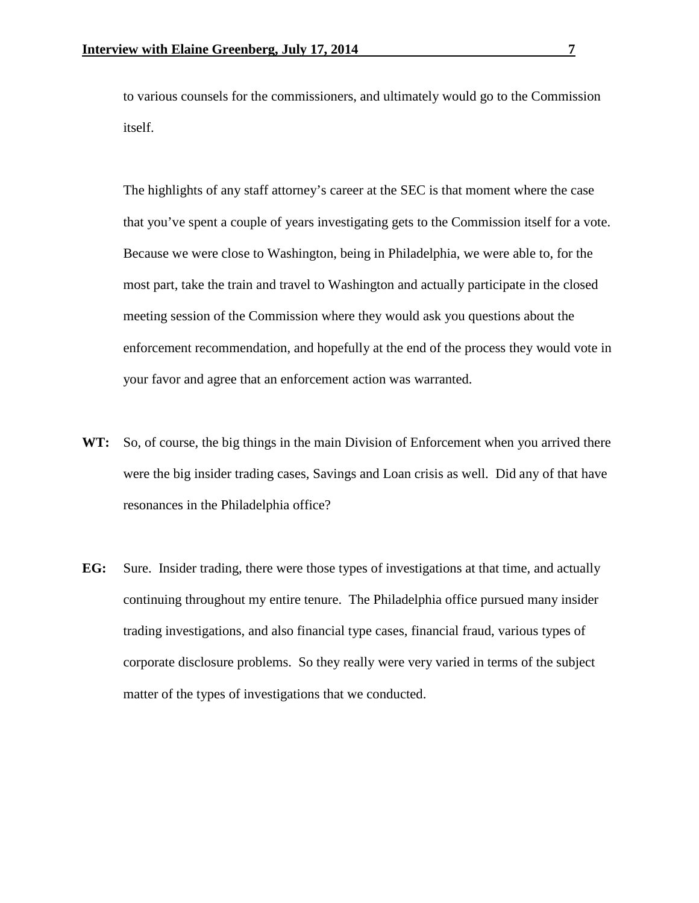to various counsels for the commissioners, and ultimately would go to the Commission itself.

The highlights of any staff attorney's career at the SEC is that moment where the case that you've spent a couple of years investigating gets to the Commission itself for a vote. Because we were close to Washington, being in Philadelphia, we were able to, for the most part, take the train and travel to Washington and actually participate in the closed meeting session of the Commission where they would ask you questions about the enforcement recommendation, and hopefully at the end of the process they would vote in your favor and agree that an enforcement action was warranted.

**WT:** So, of course, the big things in the main Division of Enforcement when you arrived there were the big insider trading cases, Savings and Loan crisis as well. Did any of that have resonances in the Philadelphia office?

**EG:** Sure. Insider trading, there were those types of investigations at that time, and actually continuing throughout my entire tenure. The Philadelphia office pursued many insider trading investigations, and also financial type cases, financial fraud, various types of corporate disclosure problems. So they really were very varied in terms of the subject matter of the types of investigations that we conducted.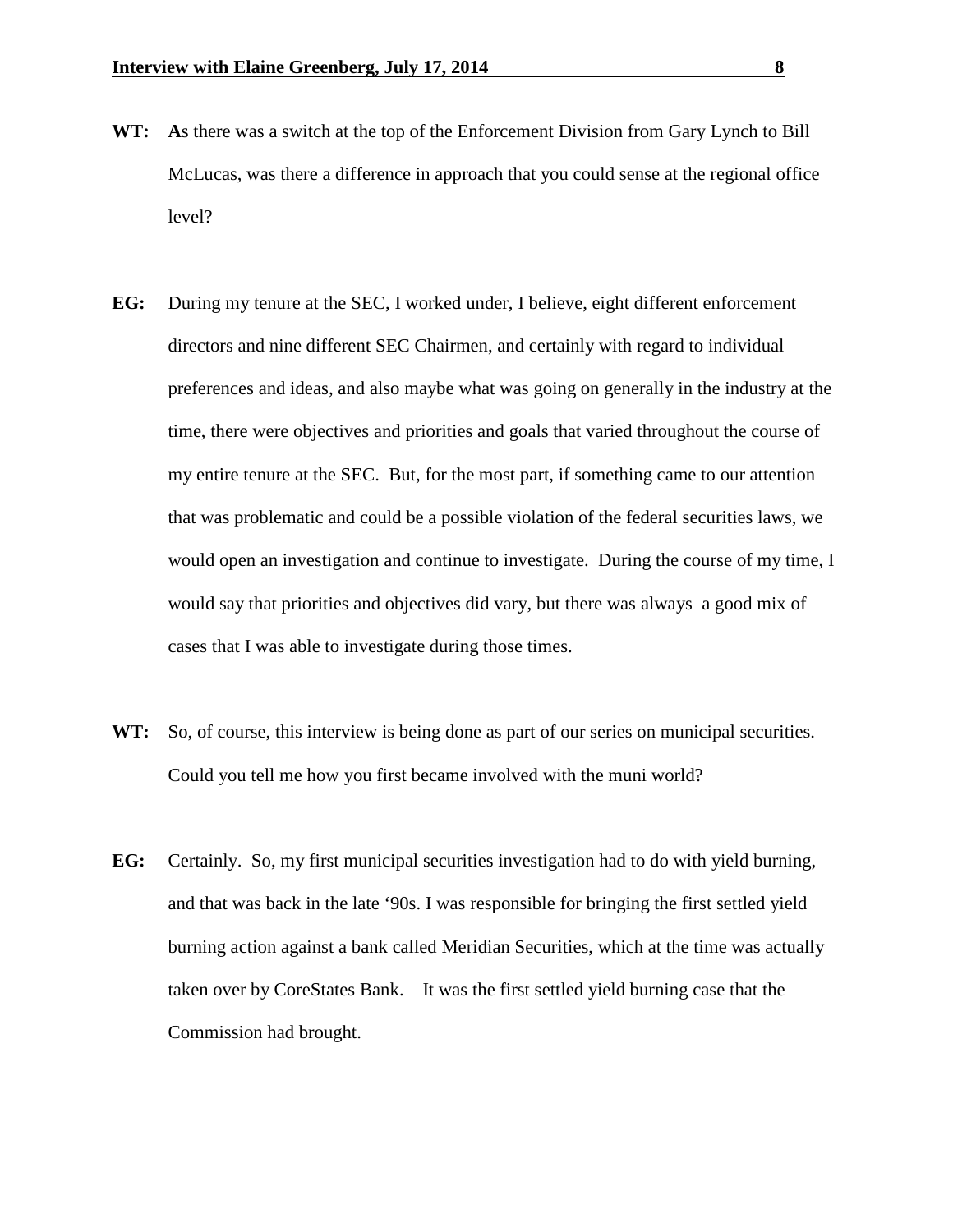**WT:** **A**s there was a switch at the top of the Enforcement Division from Gary Lynch to Bill McLucas, was there a difference in approach that you could sense at the regional office level?

**EG:** During my tenure at the SEC, I worked under, I believe, eight different enforcement directors and nine different SEC Chairmen, and certainly with regard to individual preferences and ideas, and also maybe what was going on generally in the industry at the time, there were objectives and priorities and goals that varied throughout the course of my entire tenure at the SEC. But, for the most part, if something came to our attention that was problematic and could be a possible violation of the federal securities laws, we would open an investigation and continue to investigate. During the course of my time, I would say that priorities and objectives did vary, but there was always a good mix of cases that I was able to investigate during those times.

**WT:** So, of course, this interview is being done as part of our series on municipal securities. Could you tell me how you first became involved with the muni world?

**EG:** Certainly. So, my first municipal securities investigation had to do with yield burning, and that was back in the late '90s. I was responsible for bringing the first settled yield burning action against a bank called Meridian Securities, which at the time was actually taken over by CoreStates Bank. It was the first settled yield burning case that the Commission had brought.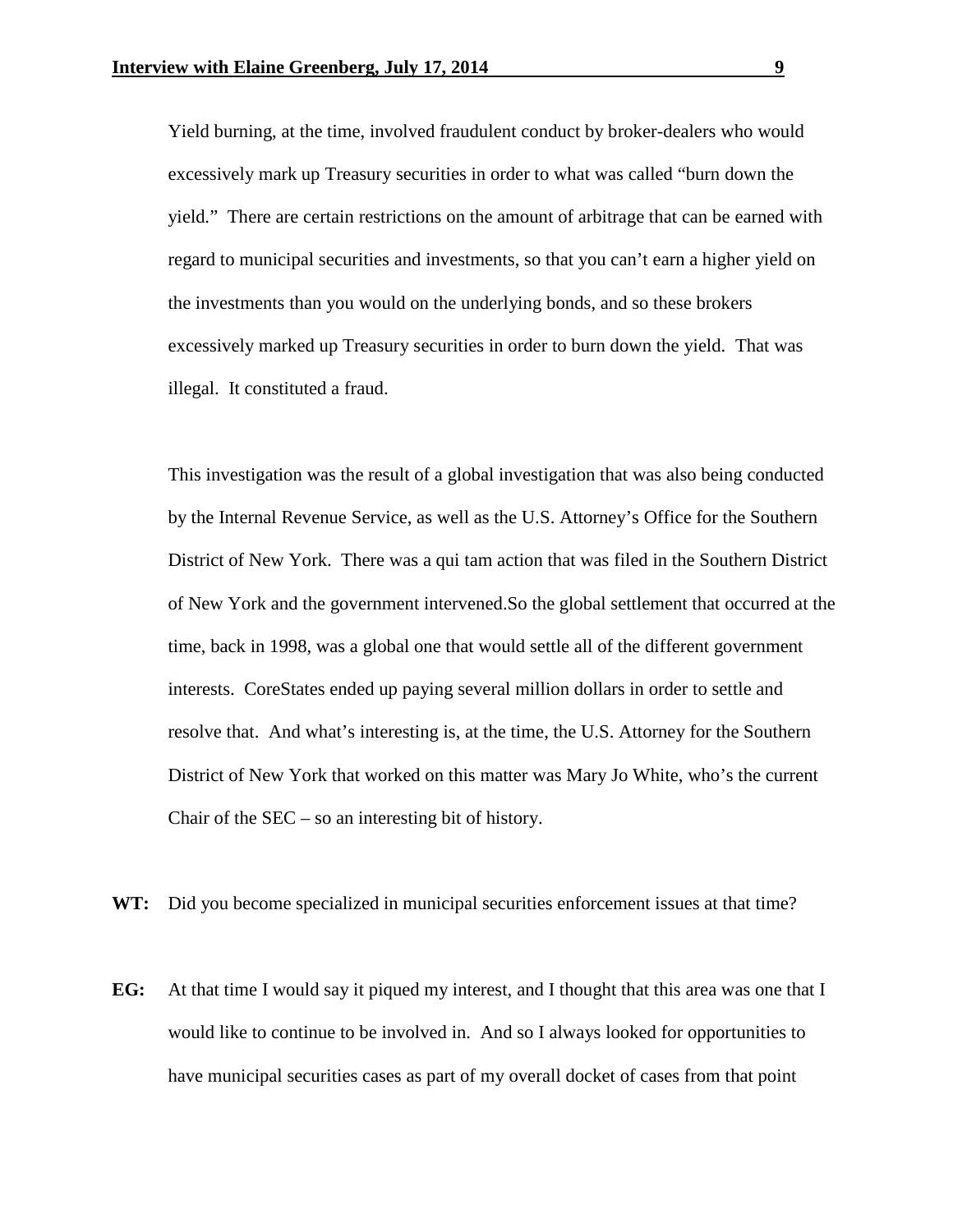Yield burning, at the time, involved fraudulent conduct by broker-dealers who would excessively mark up Treasury securities in order to what was called "burn down the yield." There are certain restrictions on the amount of arbitrage that can be earned with regard to municipal securities and investments, so that you can't earn a higher yield on the investments than you would on the underlying bonds, and so these brokers excessively marked up Treasury securities in order to burn down the yield. That was illegal. It constituted a fraud.

This investigation was the result of a global investigation that was also being conducted by the Internal Revenue Service, as well as the U.S. Attorney's Office for the Southern District of New York. There was a qui tam action that was filed in the Southern District of New York and the government intervened.So the global settlement that occurred at the time, back in 1998, was a global one that would settle all of the different government interests. CoreStates ended up paying several million dollars in order to settle and resolve that. And what's interesting is, at the time, the U.S. Attorney for the Southern District of New York that worked on this matter was Mary Jo White, who's the current Chair of the SEC – so an interesting bit of history.

**WT:** Did you become specialized in municipal securities enforcement issues at that time?

**EG:** At that time I would say it piqued my interest, and I thought that this area was one that I would like to continue to be involved in. And so I always looked for opportunities to have municipal securities cases as part of my overall docket of cases from that point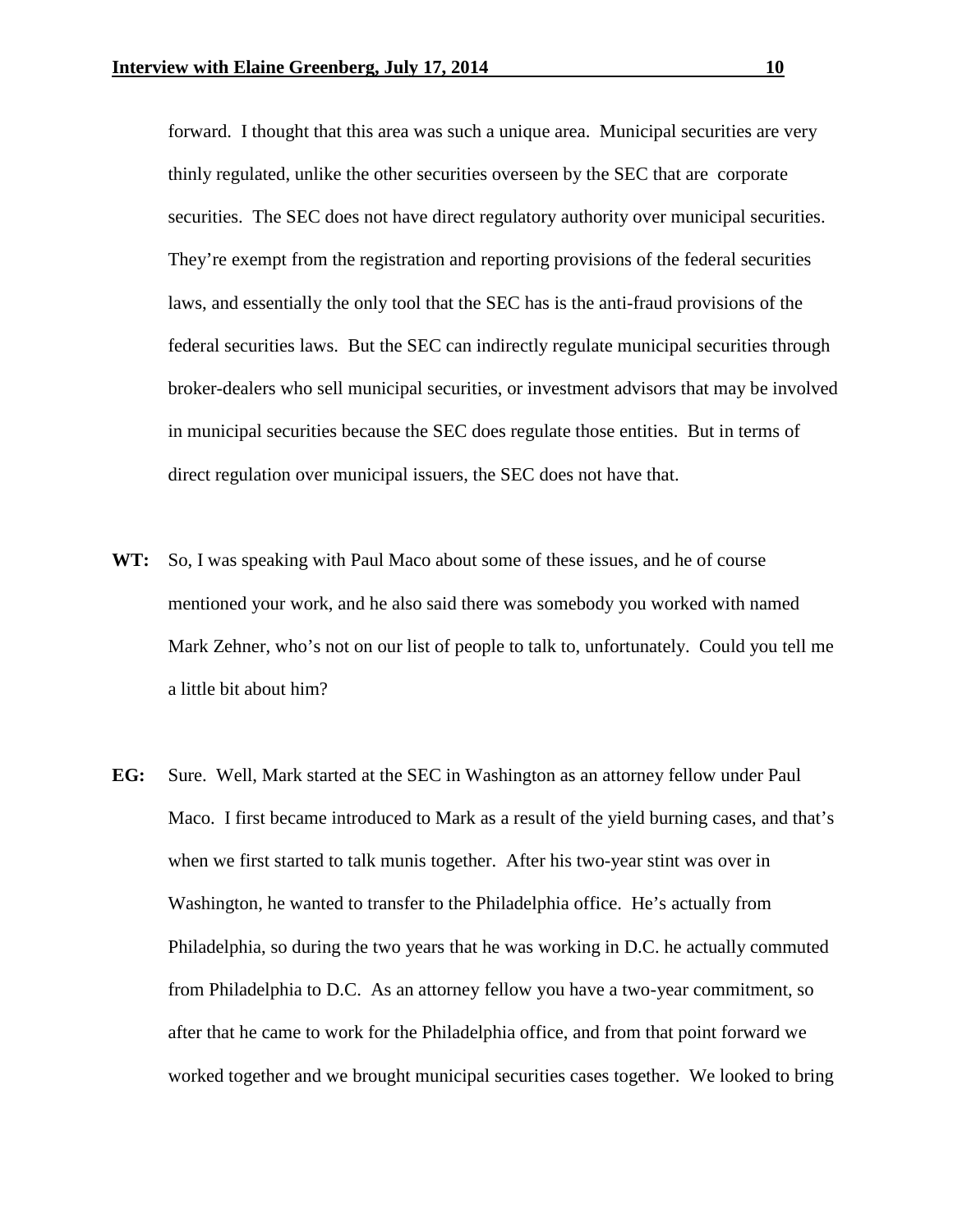forward. I thought that this area was such a unique area. Municipal securities are very thinly regulated, unlike the other securities overseen by the SEC that are corporate securities. The SEC does not have direct regulatory authority over municipal securities. They're exempt from the registration and reporting provisions of the federal securities laws, and essentially the only tool that the SEC has is the anti-fraud provisions of the federal securities laws. But the SEC can indirectly regulate municipal securities through broker-dealers who sell municipal securities, or investment advisors that may be involved in municipal securities because the SEC does regulate those entities. But in terms of direct regulation over municipal issuers, the SEC does not have that.

**WT:** So, I was speaking with Paul Maco about some of these issues, and he of course mentioned your work, and he also said there was somebody you worked with named Mark Zehner, who's not on our list of people to talk to, unfortunately. Could you tell me a little bit about him?

**EG:** Sure. Well, Mark started at the SEC in Washington as an attorney fellow under Paul Maco. I first became introduced to Mark as a result of the yield burning cases, and that's when we first started to talk munis together. After his two-year stint was over in Washington, he wanted to transfer to the Philadelphia office. He's actually from Philadelphia, so during the two years that he was working in D.C. he actually commuted from Philadelphia to D.C. As an attorney fellow you have a two-year commitment, so after that he came to work for the Philadelphia office, and from that point forward we worked together and we brought municipal securities cases together. We looked to bring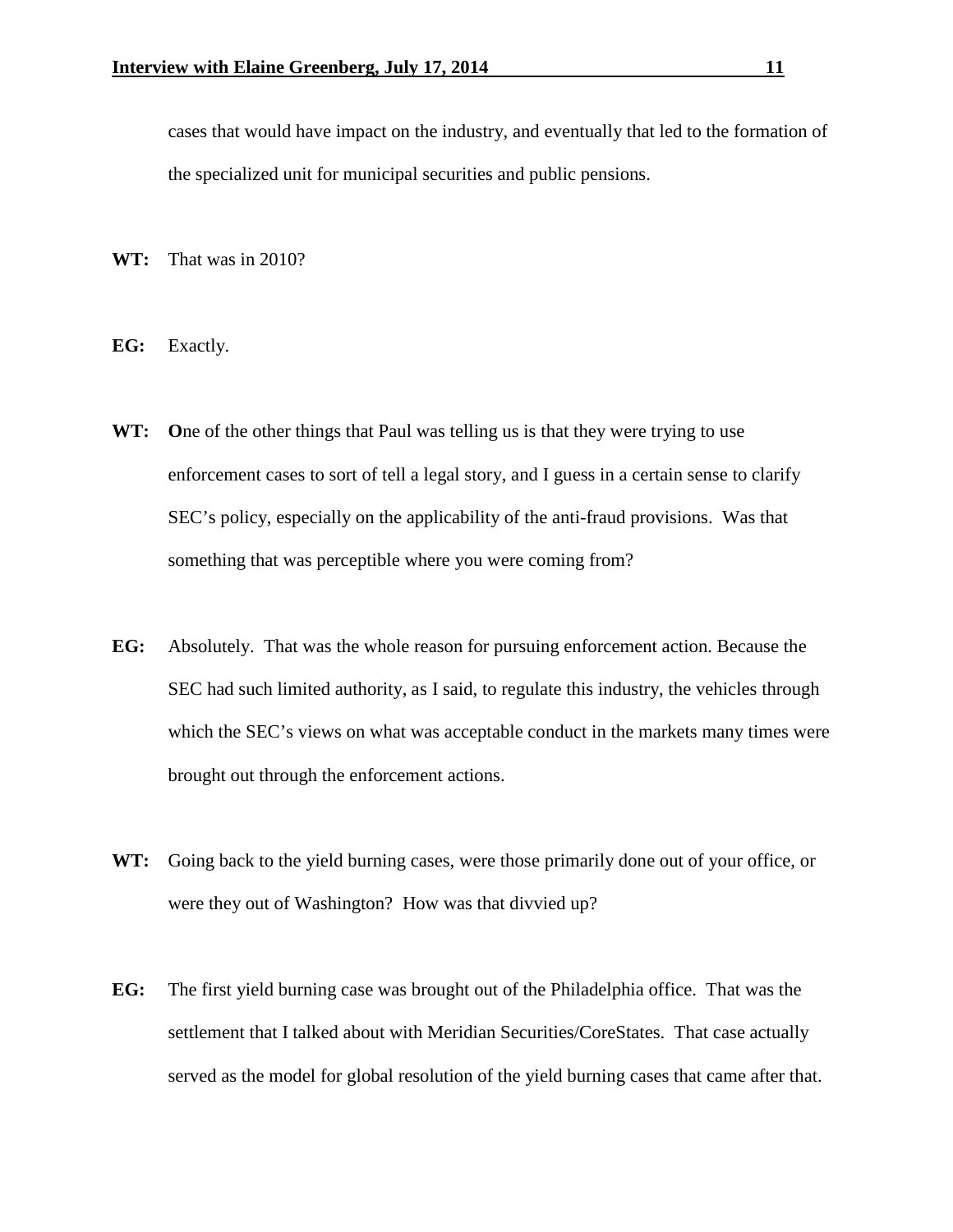cases that would have impact on the industry, and eventually that led to the formation of the specialized unit for municipal securities and public pensions.

**WT:** That was in 2010?

**EG:** Exactly.

**WT:** **O**ne of the other things that Paul was telling us is that they were trying to use enforcement cases to sort of tell a legal story, and I guess in a certain sense to clarify SEC's policy, especially on the applicability of the anti-fraud provisions. Was that something that was perceptible where you were coming from?

**EG:** Absolutely. That was the whole reason for pursuing enforcement action. Because the SEC had such limited authority, as I said, to regulate this industry, the vehicles through which the SEC's views on what was acceptable conduct in the markets many times were brought out through the enforcement actions.

**WT:** Going back to the yield burning cases, were those primarily done out of your office, or were they out of Washington? How was that divvied up?

**EG:** The first yield burning case was brought out of the Philadelphia office. That was the settlement that I talked about with Meridian Securities/CoreStates. That case actually served as the model for global resolution of the yield burning cases that came after that.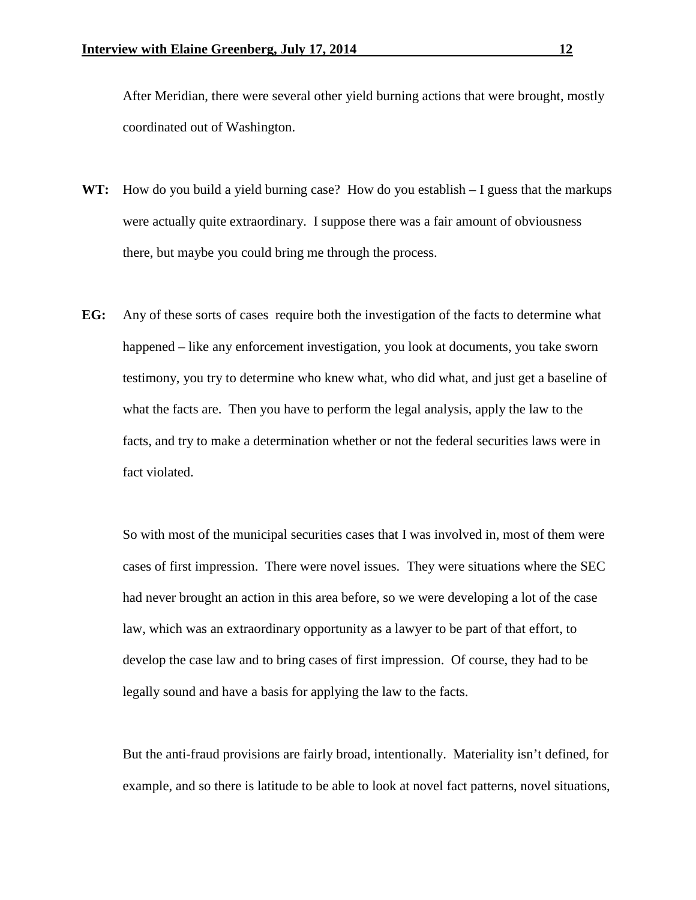After Meridian, there were several other yield burning actions that were brought, mostly coordinated out of Washington.

**WT:** How do you build a yield burning case? How do you establish – I guess that the markups were actually quite extraordinary. I suppose there was a fair amount of obviousness there, but maybe you could bring me through the process.

**EG:** Any of these sorts of cases require both the investigation of the facts to determine what happened – like any enforcement investigation, you look at documents, you take sworn testimony, you try to determine who knew what, who did what, and just get a baseline of what the facts are. Then you have to perform the legal analysis, apply the law to the facts, and try to make a determination whether or not the federal securities laws were in fact violated.

So with most of the municipal securities cases that I was involved in, most of them were cases of first impression. There were novel issues. They were situations where the SEC had never brought an action in this area before, so we were developing a lot of the case law, which was an extraordinary opportunity as a lawyer to be part of that effort, to develop the case law and to bring cases of first impression. Of course, they had to be legally sound and have a basis for applying the law to the facts.

But the anti-fraud provisions are fairly broad, intentionally. Materiality isn't defined, for example, and so there is latitude to be able to look at novel fact patterns, novel situations,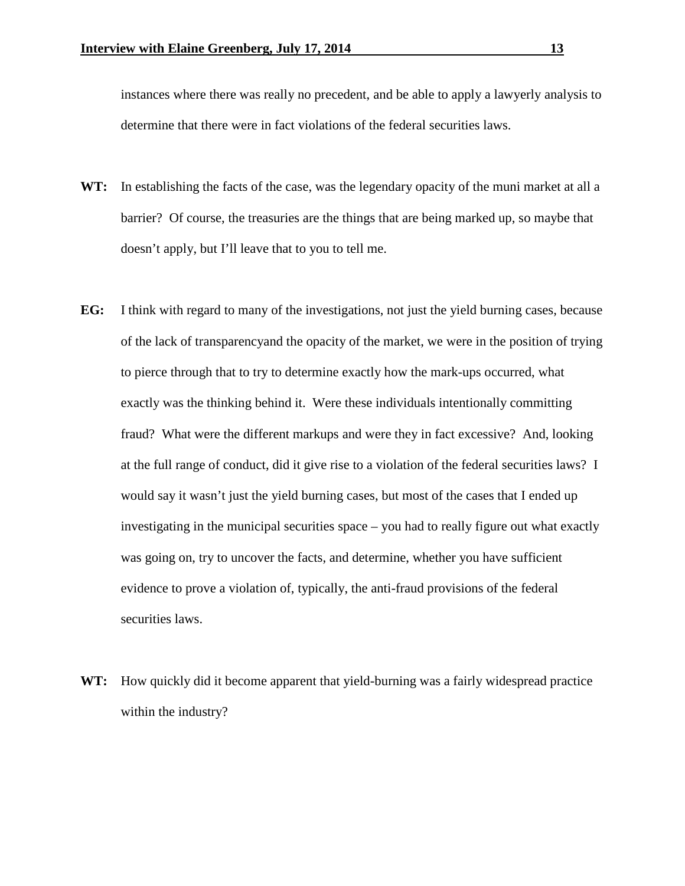instances where there was really no precedent, and be able to apply a lawyerly analysis to determine that there were in fact violations of the federal securities laws.

**WT:** In establishing the facts of the case, was the legendary opacity of the muni market at all a barrier? Of course, the treasuries are the things that are being marked up, so maybe that doesn't apply, but I'll leave that to you to tell me.

**EG:** I think with regard to many of the investigations, not just the yield burning cases, because of the lack of transparencyand the opacity of the market, we were in the position of trying to pierce through that to try to determine exactly how the mark-ups occurred, what exactly was the thinking behind it. Were these individuals intentionally committing fraud? What were the different markups and were they in fact excessive? And, looking at the full range of conduct, did it give rise to a violation of the federal securities laws? I would say it wasn't just the yield burning cases, but most of the cases that I ended up investigating in the municipal securities space – you had to really figure out what exactly was going on, try to uncover the facts, and determine, whether you have sufficient evidence to prove a violation of, typically, the anti-fraud provisions of the federal securities laws.

**WT:** How quickly did it become apparent that yield-burning was a fairly widespread practice within the industry?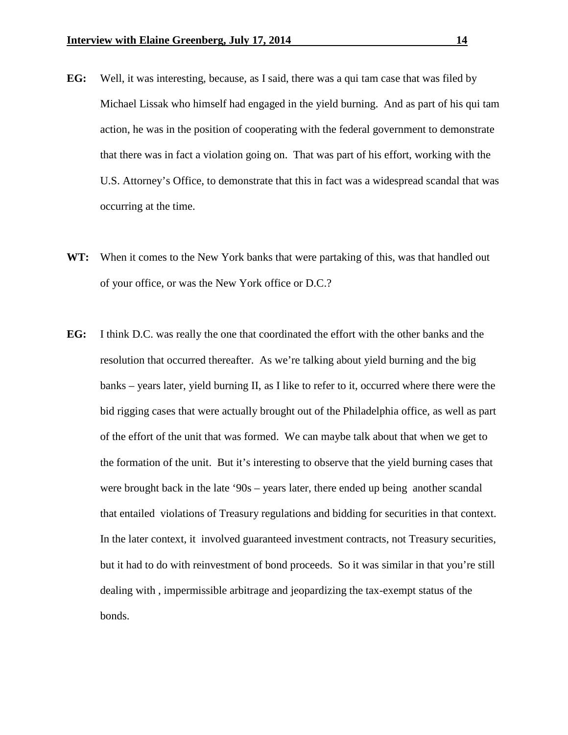**EG:** Well, it was interesting, because, as I said, there was a qui tam case that was filed by Michael Lissak who himself had engaged in the yield burning. And as part of his qui tam action, he was in the position of cooperating with the federal government to demonstrate that there was in fact a violation going on. That was part of his effort, working with the U.S. Attorney's Office, to demonstrate that this in fact was a widespread scandal that was occurring at the time.

**WT:** When it comes to the New York banks that were partaking of this, was that handled out of your office, or was the New York office or D.C.?

**EG:** I think D.C. was really the one that coordinated the effort with the other banks and the resolution that occurred thereafter. As we're talking about yield burning and the big banks – years later, yield burning II, as I like to refer to it, occurred where there were the bid rigging cases that were actually brought out of the Philadelphia office, as well as part of the effort of the unit that was formed. We can maybe talk about that when we get to the formation of the unit. But it's interesting to observe that the yield burning cases that were brought back in the late '90s – years later, there ended up being another scandal that entailed violations of Treasury regulations and bidding for securities in that context. In the later context, it involved guaranteed investment contracts, not Treasury securities, but it had to do with reinvestment of bond proceeds. So it was similar in that you're still dealing with , impermissible arbitrage and jeopardizing the tax-exempt status of the bonds.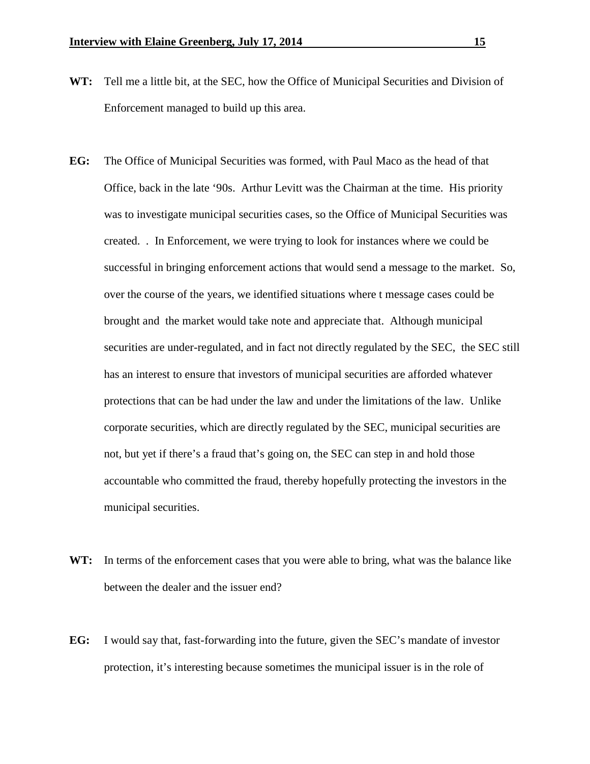**WT:** Tell me a little bit, at the SEC, how the Office of Municipal Securities and Division of Enforcement managed to build up this area.

**EG:** The Office of Municipal Securities was formed, with Paul Maco as the head of that Office, back in the late '90s. Arthur Levitt was the Chairman at the time. His priority was to investigate municipal securities cases, so the Office of Municipal Securities was created. . In Enforcement, we were trying to look for instances where we could be successful in bringing enforcement actions that would send a message to the market. So, over the course of the years, we identified situations where t message cases could be brought and the market would take note and appreciate that. Although municipal securities are under-regulated, and in fact not directly regulated by the SEC, the SEC still has an interest to ensure that investors of municipal securities are afforded whatever protections that can be had under the law and under the limitations of the law. Unlike corporate securities, which are directly regulated by the SEC, municipal securities are not, but yet if there's a fraud that's going on, the SEC can step in and hold those accountable who committed the fraud, thereby hopefully protecting the investors in the municipal securities.

**WT:** In terms of the enforcement cases that you were able to bring, what was the balance like between the dealer and the issuer end?

**EG:** I would say that, fast-forwarding into the future, given the SEC's mandate of investor protection, it's interesting because sometimes the municipal issuer is in the role of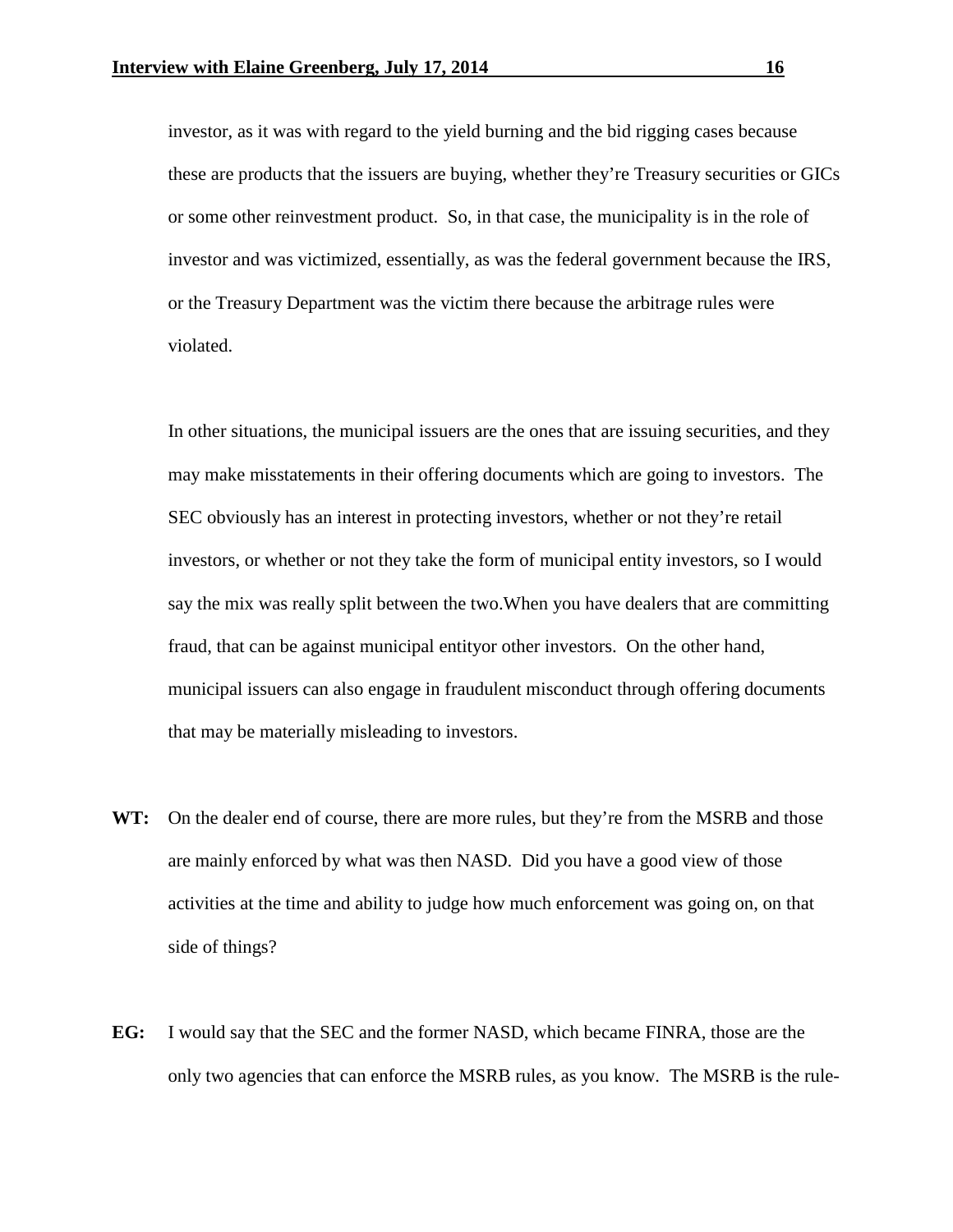investor, as it was with regard to the yield burning and the bid rigging cases because these are products that the issuers are buying, whether they're Treasury securities or GICs or some other reinvestment product. So, in that case, the municipality is in the role of investor and was victimized, essentially, as was the federal government because the IRS, or the Treasury Department was the victim there because the arbitrage rules were violated.

In other situations, the municipal issuers are the ones that are issuing securities, and they may make misstatements in their offering documents which are going to investors. The SEC obviously has an interest in protecting investors, whether or not they're retail investors, or whether or not they take the form of municipal entity investors, so I would say the mix was really split between the two.When you have dealers that are committing fraud, that can be against municipal entityor other investors. On the other hand, municipal issuers can also engage in fraudulent misconduct through offering documents that may be materially misleading to investors.

**WT:** On the dealer end of course, there are more rules, but they're from the MSRB and those are mainly enforced by what was then NASD. Did you have a good view of those activities at the time and ability to judge how much enforcement was going on, on that side of things?

**EG:** I would say that the SEC and the former NASD, which became FINRA, those are the only two agencies that can enforce the MSRB rules, as you know. The MSRB is the rule-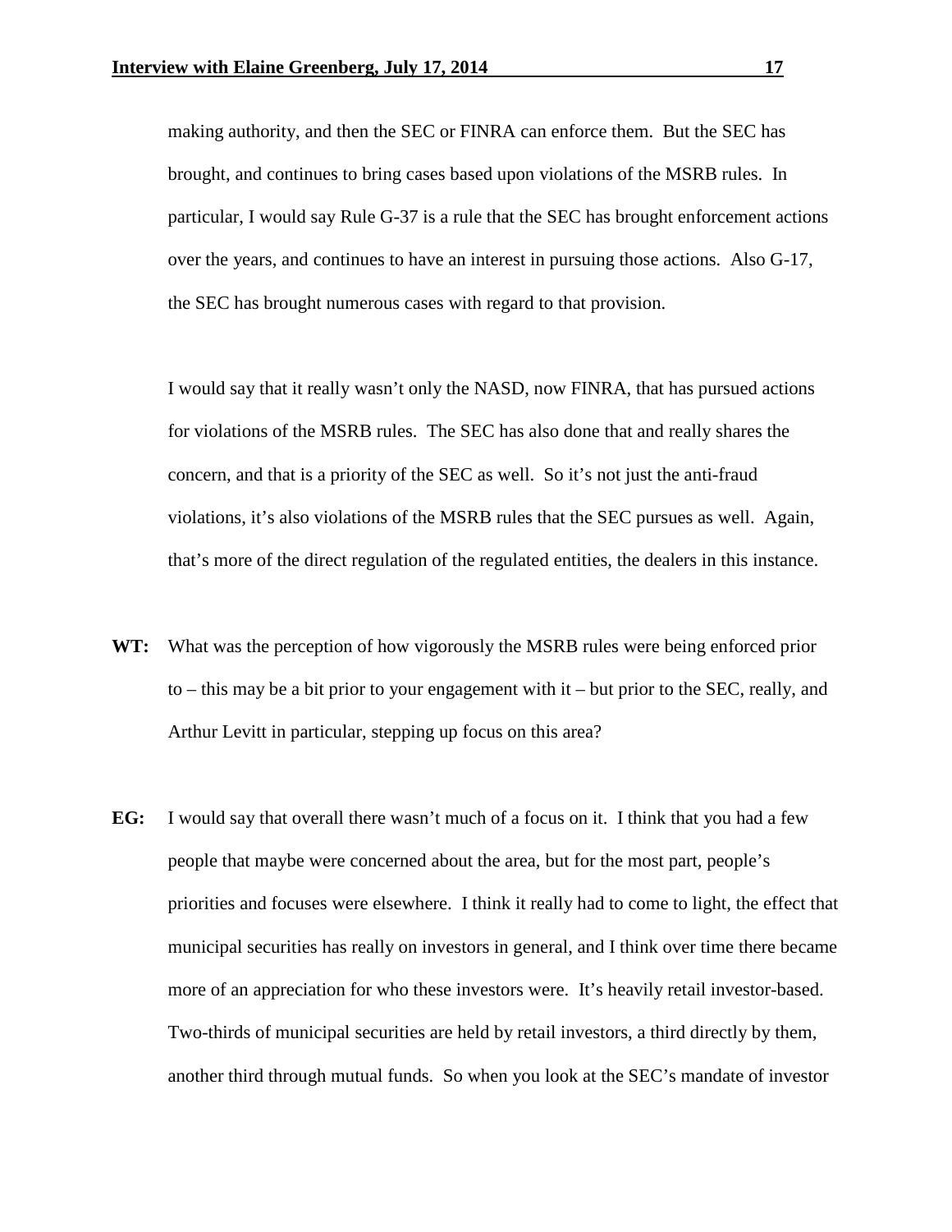making authority, and then the SEC or FINRA can enforce them. But the SEC has brought, and continues to bring cases based upon violations of the MSRB rules. In particular, I would say Rule G-37 is a rule that the SEC has brought enforcement actions over the years, and continues to have an interest in pursuing those actions. Also G-17, the SEC has brought numerous cases with regard to that provision.

I would say that it really wasn't only the NASD, now FINRA, that has pursued actions for violations of the MSRB rules. The SEC has also done that and really shares the concern, and that is a priority of the SEC as well. So it's not just the anti-fraud violations, it's also violations of the MSRB rules that the SEC pursues as well. Again, that's more of the direct regulation of the regulated entities, the dealers in this instance.

**WT:** What was the perception of how vigorously the MSRB rules were being enforced prior to – this may be a bit prior to your engagement with it – but prior to the SEC, really, and Arthur Levitt in particular, stepping up focus on this area?

**EG:** I would say that overall there wasn't much of a focus on it. I think that you had a few people that maybe were concerned about the area, but for the most part, people's priorities and focuses were elsewhere. I think it really had to come to light, the effect that municipal securities has really on investors in general, and I think over time there became more of an appreciation for who these investors were. It's heavily retail investor-based. Two-thirds of municipal securities are held by retail investors, a third directly by them, another third through mutual funds. So when you look at the SEC's mandate of investor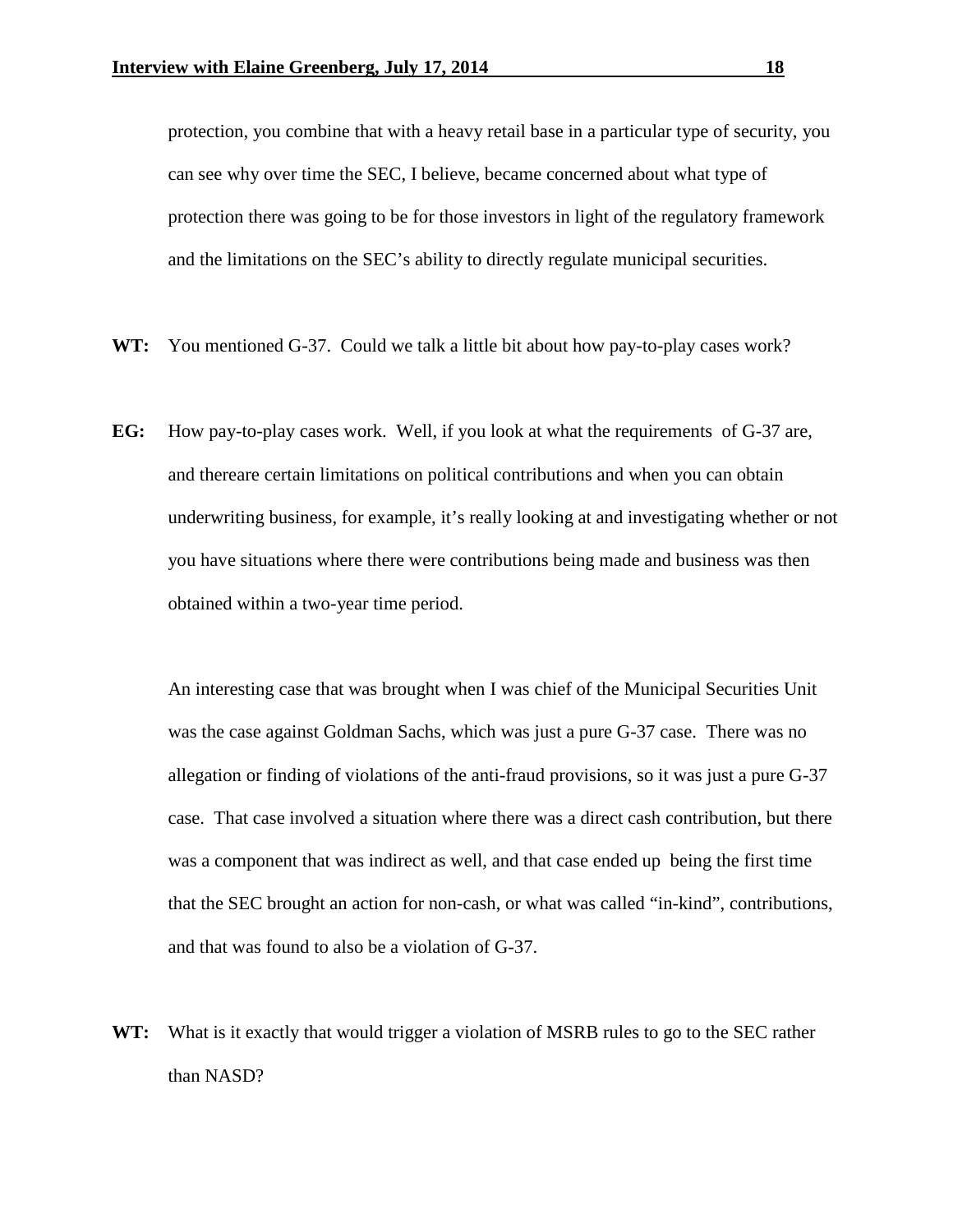protection, you combine that with a heavy retail base in a particular type of security, you can see why over time the SEC, I believe, became concerned about what type of protection there was going to be for those investors in light of the regulatory framework and the limitations on the SEC's ability to directly regulate municipal securities.

**WT:** You mentioned G-37. Could we talk a little bit about how pay-to-play cases work?

**EG:** How pay-to-play cases work. Well, if you look at what the requirements of G-37 are, and thereare certain limitations on political contributions and when you can obtain underwriting business, for example, it's really looking at and investigating whether or not you have situations where there were contributions being made and business was then obtained within a two-year time period.

An interesting case that was brought when I was chief of the Municipal Securities Unit was the case against Goldman Sachs, which was just a pure G-37 case. There was no allegation or finding of violations of the anti-fraud provisions, so it was just a pure G-37 case. That case involved a situation where there was a direct cash contribution, but there was a component that was indirect as well, and that case ended up being the first time that the SEC brought an action for non-cash, or what was called "in-kind", contributions, and that was found to also be a violation of G-37.

**WT:** What is it exactly that would trigger a violation of MSRB rules to go to the SEC rather than NASD?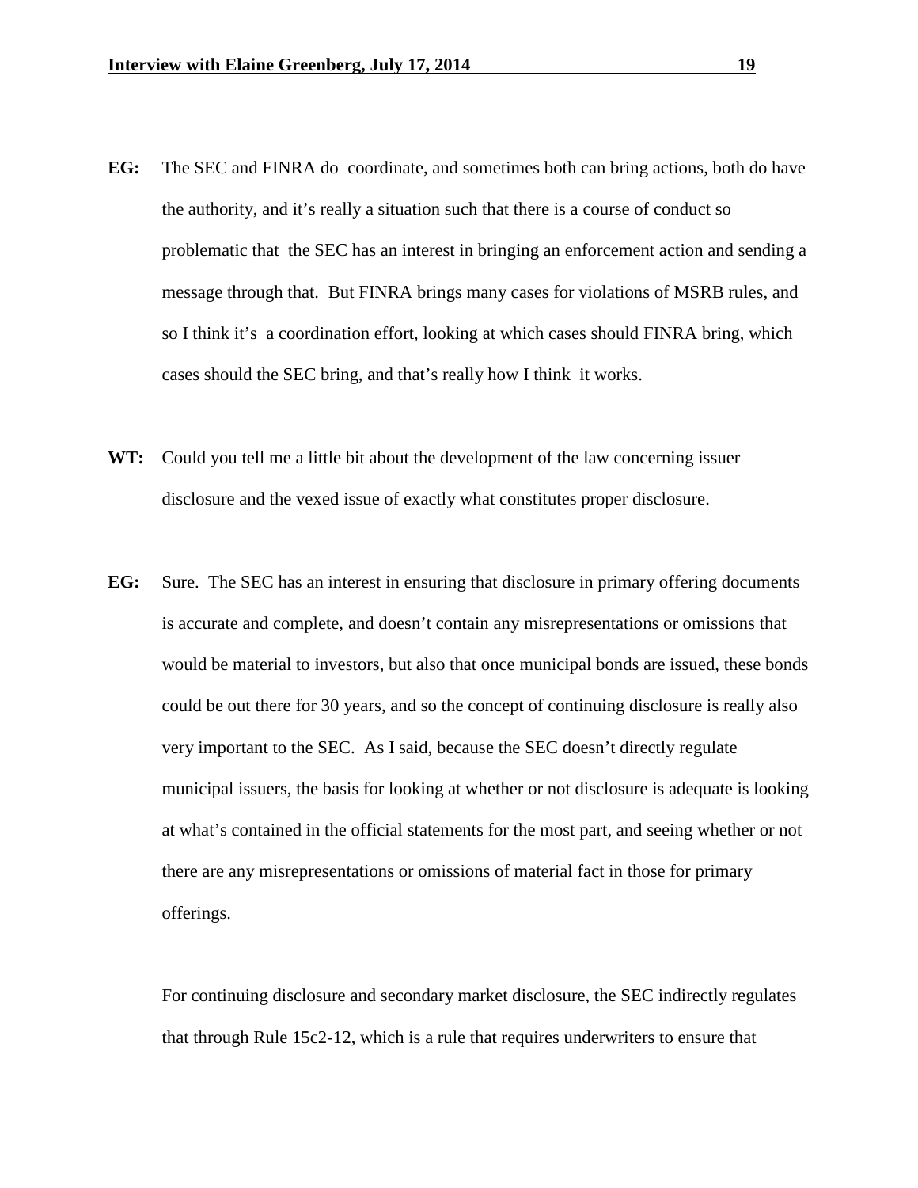**EG:** The SEC and FINRA do coordinate, and sometimes both can bring actions, both do have the authority, and it's really a situation such that there is a course of conduct so problematic that the SEC has an interest in bringing an enforcement action and sending a message through that. But FINRA brings many cases for violations of MSRB rules, and so I think it's a coordination effort, looking at which cases should FINRA bring, which cases should the SEC bring, and that's really how I think it works.

**WT:** Could you tell me a little bit about the development of the law concerning issuer disclosure and the vexed issue of exactly what constitutes proper disclosure.

**EG:** Sure. The SEC has an interest in ensuring that disclosure in primary offering documents is accurate and complete, and doesn't contain any misrepresentations or omissions that would be material to investors, but also that once municipal bonds are issued, these bonds could be out there for 30 years, and so the concept of continuing disclosure is really also very important to the SEC. As I said, because the SEC doesn't directly regulate municipal issuers, the basis for looking at whether or not disclosure is adequate is looking at what's contained in the official statements for the most part, and seeing whether or not there are any misrepresentations or omissions of material fact in those for primary offerings.

For continuing disclosure and secondary market disclosure, the SEC indirectly regulates that through Rule 15c2-12, which is a rule that requires underwriters to ensure that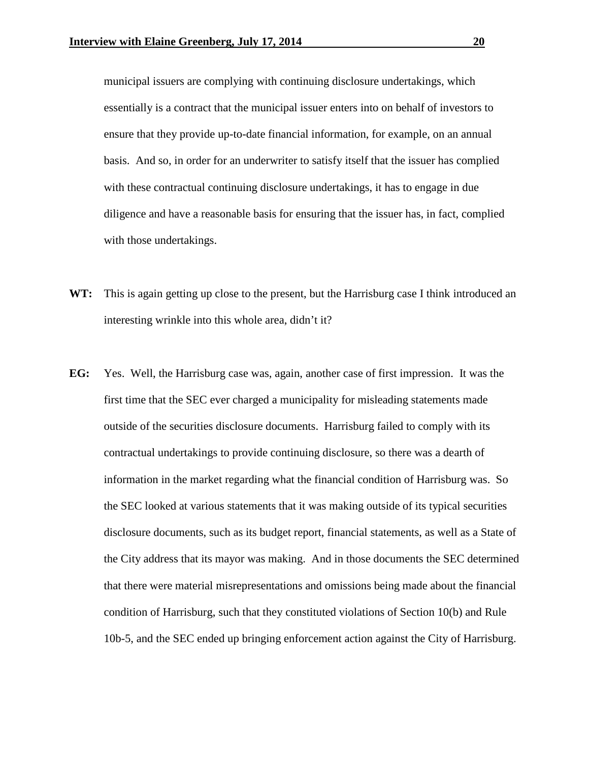municipal issuers are complying with continuing disclosure undertakings, which essentially is a contract that the municipal issuer enters into on behalf of investors to ensure that they provide up-to-date financial information, for example, on an annual basis. And so, in order for an underwriter to satisfy itself that the issuer has complied with these contractual continuing disclosure undertakings, it has to engage in due diligence and have a reasonable basis for ensuring that the issuer has, in fact, complied with those undertakings.

**WT:** This is again getting up close to the present, but the Harrisburg case I think introduced an interesting wrinkle into this whole area, didn't it?

**EG:** Yes. Well, the Harrisburg case was, again, another case of first impression. It was the first time that the SEC ever charged a municipality for misleading statements made outside of the securities disclosure documents. Harrisburg failed to comply with its contractual undertakings to provide continuing disclosure, so there was a dearth of information in the market regarding what the financial condition of Harrisburg was. So the SEC looked at various statements that it was making outside of its typical securities disclosure documents, such as its budget report, financial statements, as well as a State of the City address that its mayor was making. And in those documents the SEC determined that there were material misrepresentations and omissions being made about the financial condition of Harrisburg, such that they constituted violations of Section 10(b) and Rule 10b-5, and the SEC ended up bringing enforcement action against the City of Harrisburg.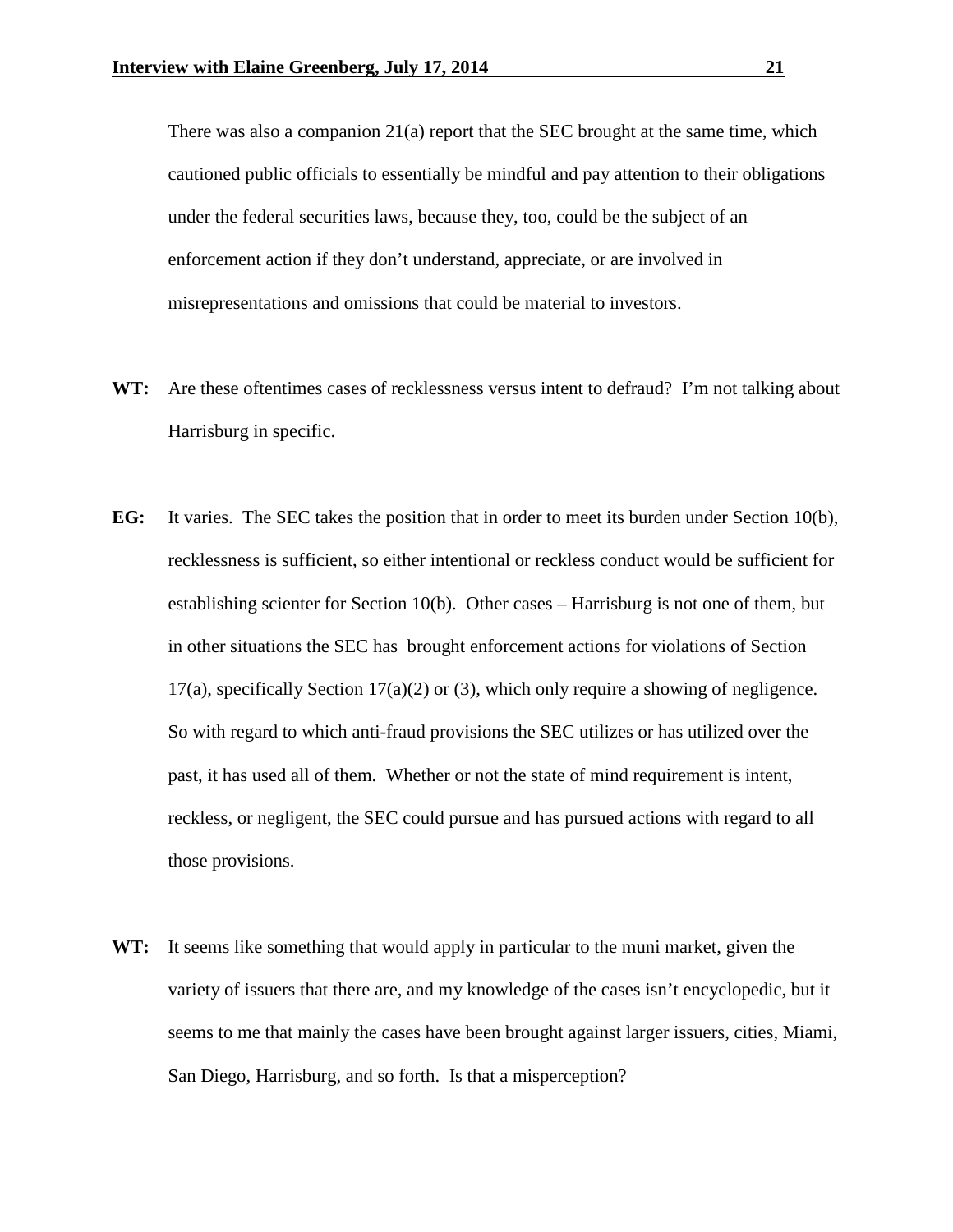There was also a companion 21(a) report that the SEC brought at the same time, which cautioned public officials to essentially be mindful and pay attention to their obligations under the federal securities laws, because they, too, could be the subject of an enforcement action if they don't understand, appreciate, or are involved in misrepresentations and omissions that could be material to investors.

**WT:** Are these oftentimes cases of recklessness versus intent to defraud? I'm not talking about Harrisburg in specific.

**EG:** It varies. The SEC takes the position that in order to meet its burden under Section 10(b), recklessness is sufficient, so either intentional or reckless conduct would be sufficient for establishing scienter for Section 10(b). Other cases – Harrisburg is not one of them, but in other situations the SEC has brought enforcement actions for violations of Section 17(a), specifically Section 17(a)(2) or (3), which only require a showing of negligence. So with regard to which anti-fraud provisions the SEC utilizes or has utilized over the past, it has used all of them. Whether or not the state of mind requirement is intent, reckless, or negligent, the SEC could pursue and has pursued actions with regard to all those provisions.

**WT:** It seems like something that would apply in particular to the muni market, given the variety of issuers that there are, and my knowledge of the cases isn't encyclopedic, but it seems to me that mainly the cases have been brought against larger issuers, cities, Miami, San Diego, Harrisburg, and so forth. Is that a misperception?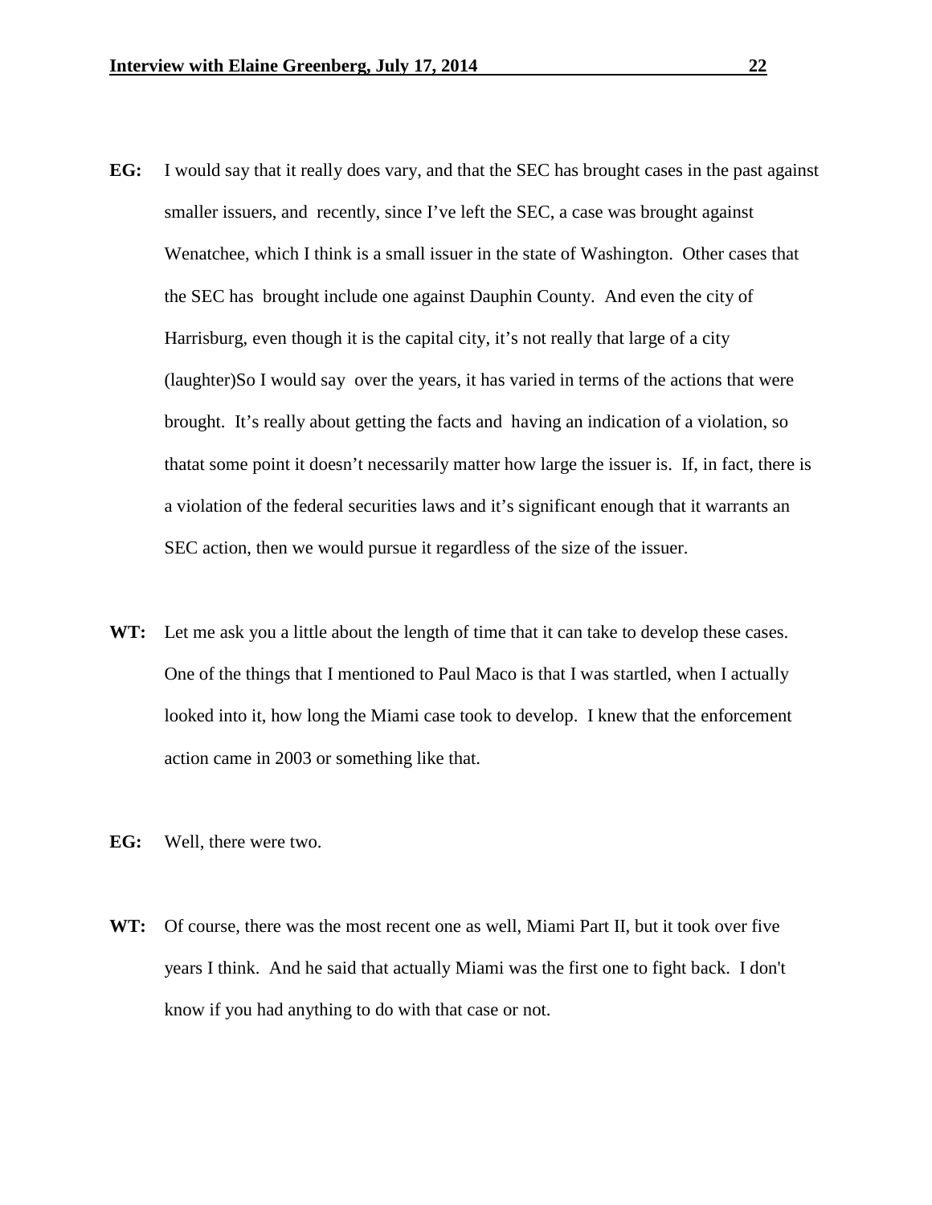**EG:** I would say that it really does vary, and that the SEC has brought cases in the past against smaller issuers, and recently, since I've left the SEC, a case was brought against Wenatchee, which I think is a small issuer in the state of Washington. Other cases that the SEC has brought include one against Dauphin County. And even the city of Harrisburg, even though it is the capital city, it's not really that large of a city (laughter)So I would say over the years, it has varied in terms of the actions that were brought. It's really about getting the facts and having an indication of a violation, so thatat some point it doesn't necessarily matter how large the issuer is. If, in fact, there is a violation of the federal securities laws and it's significant enough that it warrants an SEC action, then we would pursue it regardless of the size of the issuer.

**WT:** Let me ask you a little about the length of time that it can take to develop these cases. One of the things that I mentioned to Paul Maco is that I was startled, when I actually looked into it, how long the Miami case took to develop. I knew that the enforcement action came in 2003 or something like that.

**EG:** Well, there were two.

**WT:** Of course, there was the most recent one as well, Miami Part II, but it took over five years I think. And he said that actually Miami was the first one to fight back. I don't know if you had anything to do with that case or not.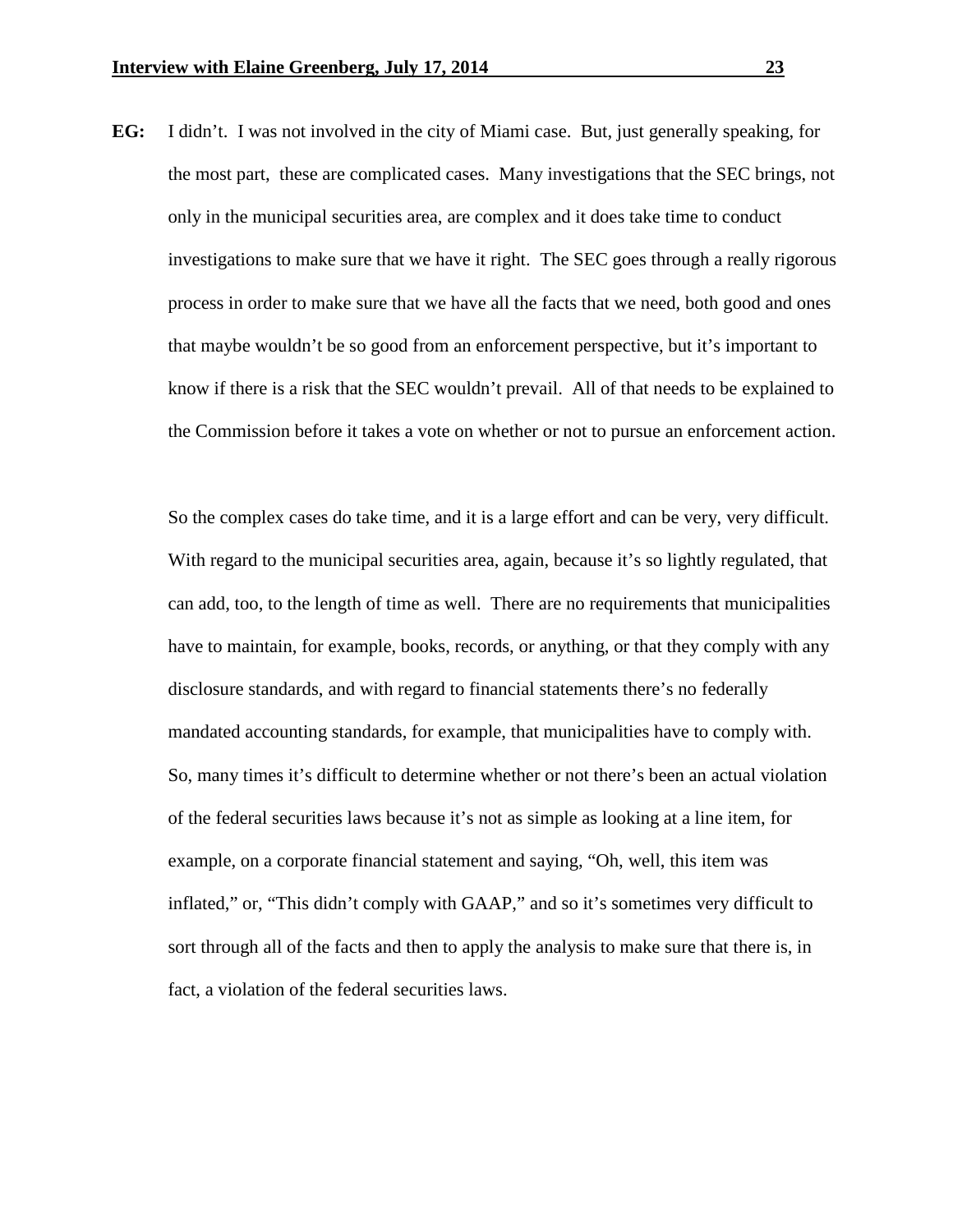**EG:** I didn't. I was not involved in the city of Miami case. But, just generally speaking, for the most part, these are complicated cases. Many investigations that the SEC brings, not only in the municipal securities area, are complex and it does take time to conduct investigations to make sure that we have it right. The SEC goes through a really rigorous process in order to make sure that we have all the facts that we need, both good and ones that maybe wouldn't be so good from an enforcement perspective, but it's important to know if there is a risk that the SEC wouldn't prevail. All of that needs to be explained to the Commission before it takes a vote on whether or not to pursue an enforcement action.

So the complex cases do take time, and it is a large effort and can be very, very difficult. With regard to the municipal securities area, again, because it's so lightly regulated, that can add, too, to the length of time as well. There are no requirements that municipalities have to maintain, for example, books, records, or anything, or that they comply with any disclosure standards, and with regard to financial statements there's no federally mandated accounting standards, for example, that municipalities have to comply with. So, many times it's difficult to determine whether or not there's been an actual violation of the federal securities laws because it's not as simple as looking at a line item, for example, on a corporate financial statement and saying, "Oh, well, this item was inflated," or, "This didn't comply with GAAP," and so it's sometimes very difficult to sort through all of the facts and then to apply the analysis to make sure that there is, in fact, a violation of the federal securities laws.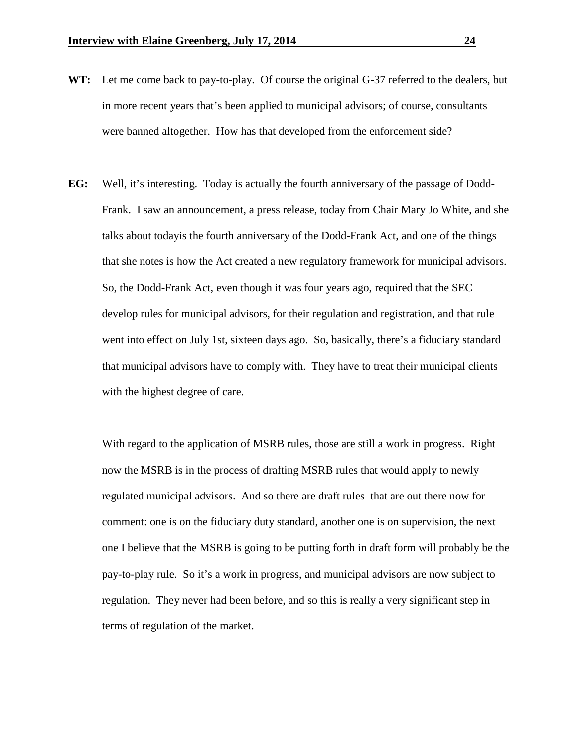**WT:** Let me come back to pay-to-play. Of course the original G-37 referred to the dealers, but in more recent years that's been applied to municipal advisors; of course, consultants were banned altogether. How has that developed from the enforcement side?

**EG:** Well, it's interesting. Today is actually the fourth anniversary of the passage of Dodd-Frank. I saw an announcement, a press release, today from Chair Mary Jo White, and she talks about todayis the fourth anniversary of the Dodd-Frank Act, and one of the things that she notes is how the Act created a new regulatory framework for municipal advisors. So, the Dodd-Frank Act, even though it was four years ago, required that the SEC develop rules for municipal advisors, for their regulation and registration, and that rule went into effect on July 1st, sixteen days ago. So, basically, there's a fiduciary standard that municipal advisors have to comply with. They have to treat their municipal clients with the highest degree of care.

With regard to the application of MSRB rules, those are still a work in progress. Right now the MSRB is in the process of drafting MSRB rules that would apply to newly regulated municipal advisors. And so there are draft rules that are out there now for comment: one is on the fiduciary duty standard, another one is on supervision, the next one I believe that the MSRB is going to be putting forth in draft form will probably be the pay-to-play rule. So it's a work in progress, and municipal advisors are now subject to regulation. They never had been before, and so this is really a very significant step in terms of regulation of the market.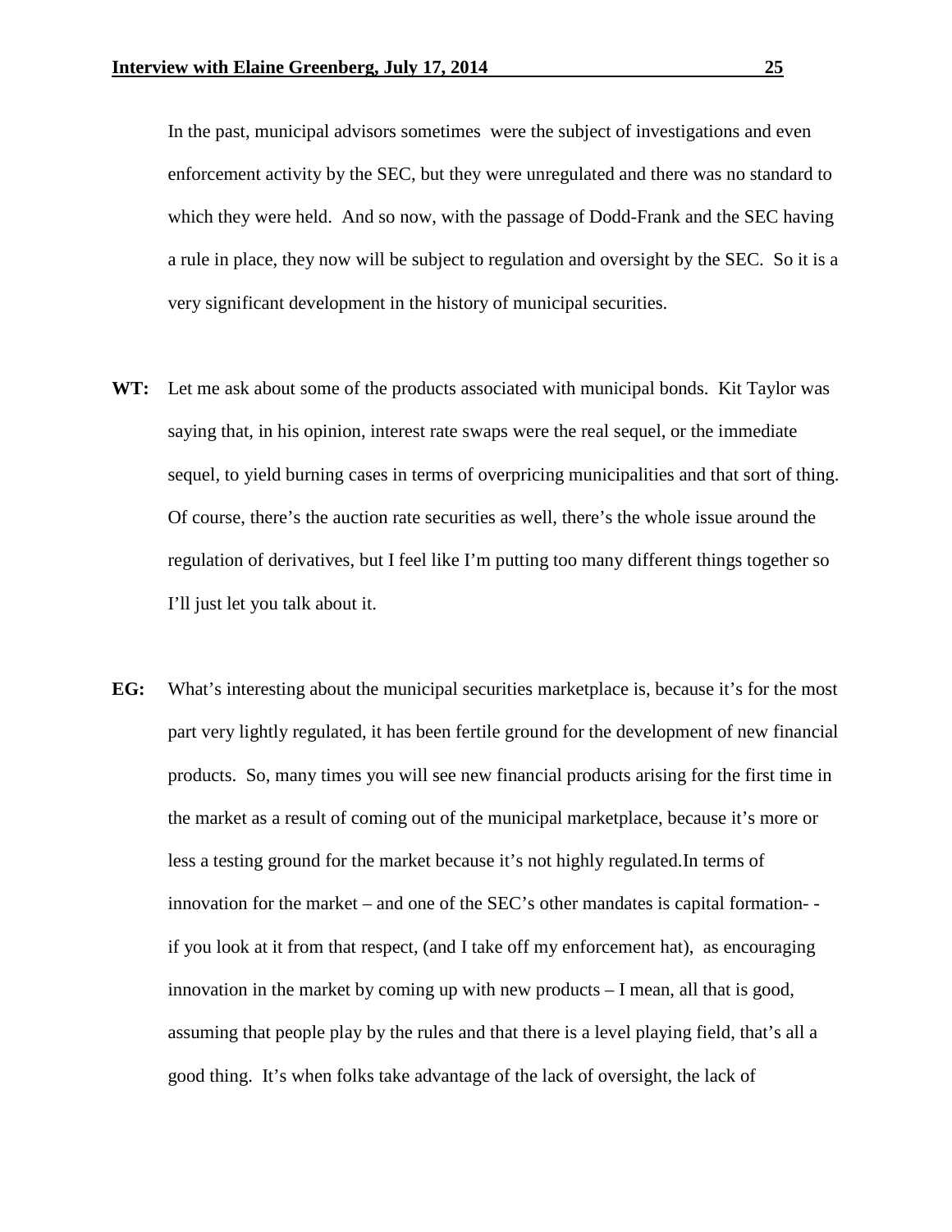In the past, municipal advisors sometimes were the subject of investigations and even enforcement activity by the SEC, but they were unregulated and there was no standard to which they were held. And so now, with the passage of Dodd-Frank and the SEC having a rule in place, they now will be subject to regulation and oversight by the SEC. So it is a very significant development in the history of municipal securities.

**WT:** Let me ask about some of the products associated with municipal bonds. Kit Taylor was saying that, in his opinion, interest rate swaps were the real sequel, or the immediate sequel, to yield burning cases in terms of overpricing municipalities and that sort of thing. Of course, there's the auction rate securities as well, there's the whole issue around the regulation of derivatives, but I feel like I'm putting too many different things together so I'll just let you talk about it.

**EG:** What's interesting about the municipal securities marketplace is, because it's for the most part very lightly regulated, it has been fertile ground for the development of new financial products. So, many times you will see new financial products arising for the first time in the market as a result of coming out of the municipal marketplace, because it's more or less a testing ground for the market because it's not highly regulated.In terms of innovation for the market – and one of the SEC's other mandates is capital formation- - if you look at it from that respect, (and I take off my enforcement hat), as encouraging innovation in the market by coming up with new products – I mean, all that is good, assuming that people play by the rules and that there is a level playing field, that's all a good thing. It's when folks take advantage of the lack of oversight, the lack of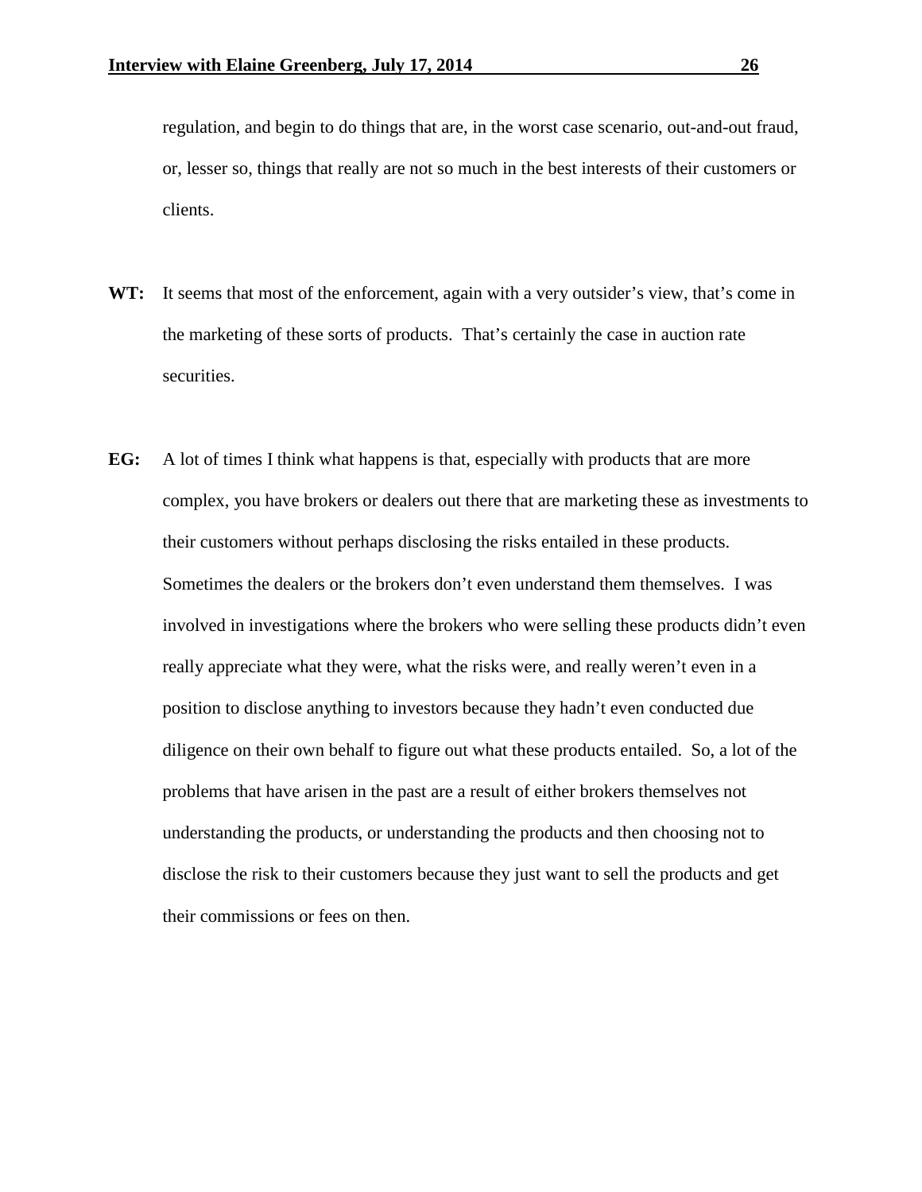regulation, and begin to do things that are, in the worst case scenario, out-and-out fraud, or, lesser so, things that really are not so much in the best interests of their customers or clients.

**WT:** It seems that most of the enforcement, again with a very outsider's view, that's come in the marketing of these sorts of products. That's certainly the case in auction rate securities.

**EG:** A lot of times I think what happens is that, especially with products that are more complex, you have brokers or dealers out there that are marketing these as investments to their customers without perhaps disclosing the risks entailed in these products. Sometimes the dealers or the brokers don't even understand them themselves. I was involved in investigations where the brokers who were selling these products didn't even really appreciate what they were, what the risks were, and really weren't even in a position to disclose anything to investors because they hadn't even conducted due diligence on their own behalf to figure out what these products entailed. So, a lot of the problems that have arisen in the past are a result of either brokers themselves not understanding the products, or understanding the products and then choosing not to disclose the risk to their customers because they just want to sell the products and get their commissions or fees on then.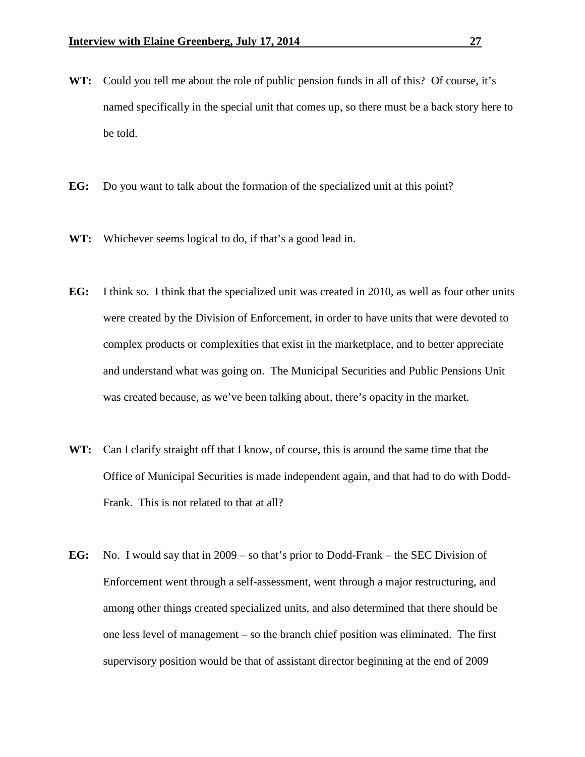**WT:** Could you tell me about the role of public pension funds in all of this? Of course, it's named specifically in the special unit that comes up, so there must be a back story here to be told.

**EG:** Do you want to talk about the formation of the specialized unit at this point?

**WT:** Whichever seems logical to do, if that's a good lead in.

**EG:** I think so. I think that the specialized unit was created in 2010, as well as four other units were created by the Division of Enforcement, in order to have units that were devoted to complex products or complexities that exist in the marketplace, and to better appreciate and understand what was going on. The Municipal Securities and Public Pensions Unit was created because, as we've been talking about, there's opacity in the market.

**WT:** Can I clarify straight off that I know, of course, this is around the same time that the Office of Municipal Securities is made independent again, and that had to do with Dodd-Frank. This is not related to that at all?

**EG:** No. I would say that in 2009 – so that's prior to Dodd-Frank – the SEC Division of Enforcement went through a self-assessment, went through a major restructuring, and among other things created specialized units, and also determined that there should be one less level of management – so the branch chief position was eliminated. The first supervisory position would be that of assistant director beginning at the end of 2009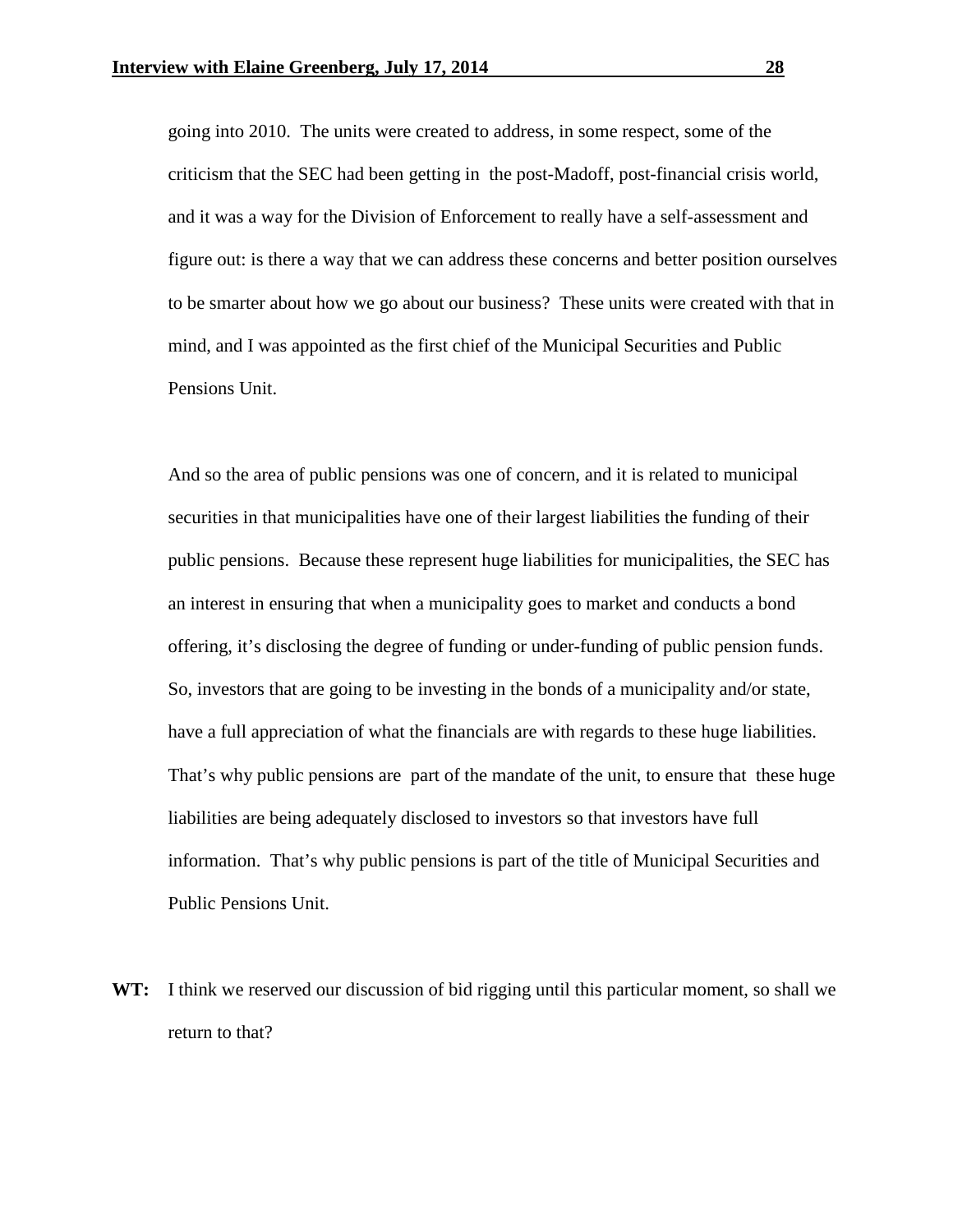going into 2010. The units were created to address, in some respect, some of the criticism that the SEC had been getting in the post-Madoff, post-financial crisis world, and it was a way for the Division of Enforcement to really have a self-assessment and figure out: is there a way that we can address these concerns and better position ourselves to be smarter about how we go about our business? These units were created with that in mind, and I was appointed as the first chief of the Municipal Securities and Public Pensions Unit.

And so the area of public pensions was one of concern, and it is related to municipal securities in that municipalities have one of their largest liabilities the funding of their public pensions. Because these represent huge liabilities for municipalities, the SEC has an interest in ensuring that when a municipality goes to market and conducts a bond offering, it's disclosing the degree of funding or under-funding of public pension funds. So, investors that are going to be investing in the bonds of a municipality and/or state, have a full appreciation of what the financials are with regards to these huge liabilities. That's why public pensions are part of the mandate of the unit, to ensure that these huge liabilities are being adequately disclosed to investors so that investors have full information. That's why public pensions is part of the title of Municipal Securities and Public Pensions Unit.

**WT:** I think we reserved our discussion of bid rigging until this particular moment, so shall we return to that?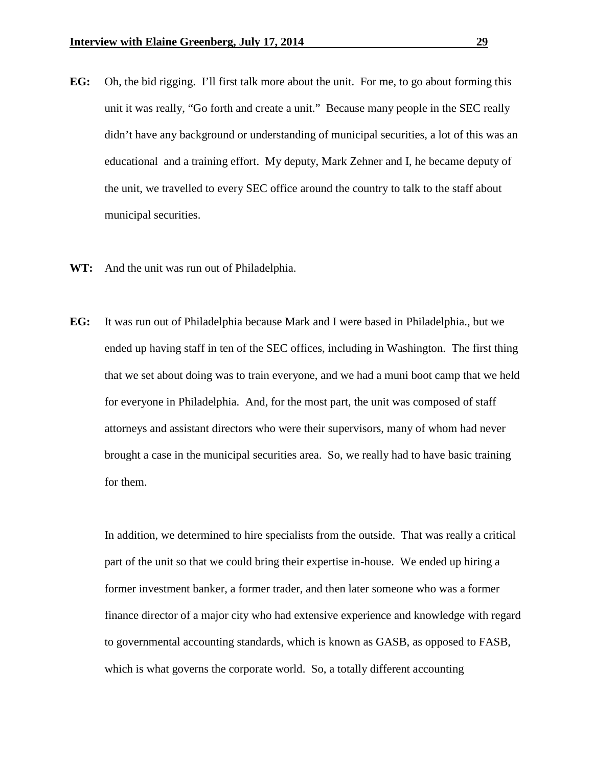**EG:** Oh, the bid rigging. I'll first talk more about the unit. For me, to go about forming this unit it was really, "Go forth and create a unit." Because many people in the SEC really didn't have any background or understanding of municipal securities, a lot of this was an educational and a training effort. My deputy, Mark Zehner and I, he became deputy of the unit, we travelled to every SEC office around the country to talk to the staff about municipal securities.

**WT:** And the unit was run out of Philadelphia.

**EG:** It was run out of Philadelphia because Mark and I were based in Philadelphia., but we ended up having staff in ten of the SEC offices, including in Washington. The first thing that we set about doing was to train everyone, and we had a muni boot camp that we held for everyone in Philadelphia. And, for the most part, the unit was composed of staff attorneys and assistant directors who were their supervisors, many of whom had never brought a case in the municipal securities area. So, we really had to have basic training for them.

In addition, we determined to hire specialists from the outside. That was really a critical part of the unit so that we could bring their expertise in-house. We ended up hiring a former investment banker, a former trader, and then later someone who was a former finance director of a major city who had extensive experience and knowledge with regard to governmental accounting standards, which is known as GASB, as opposed to FASB, which is what governs the corporate world. So, a totally different accounting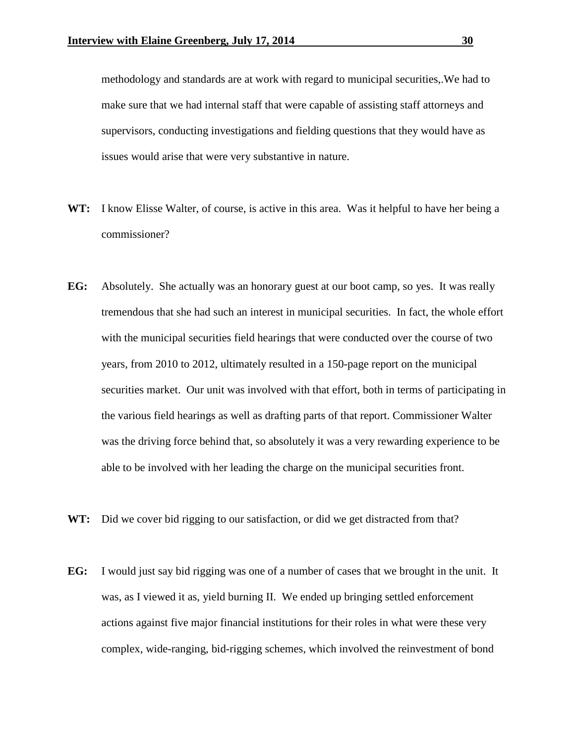methodology and standards are at work with regard to municipal securities,.We had to make sure that we had internal staff that were capable of assisting staff attorneys and supervisors, conducting investigations and fielding questions that they would have as issues would arise that were very substantive in nature.

**WT:** I know Elisse Walter, of course, is active in this area. Was it helpful to have her being a commissioner?

**EG:** Absolutely. She actually was an honorary guest at our boot camp, so yes. It was really tremendous that she had such an interest in municipal securities. In fact, the whole effort with the municipal securities field hearings that were conducted over the course of two years, from 2010 to 2012, ultimately resulted in a 150-page report on the municipal securities market. Our unit was involved with that effort, both in terms of participating in the various field hearings as well as drafting parts of that report. Commissioner Walter was the driving force behind that, so absolutely it was a very rewarding experience to be able to be involved with her leading the charge on the municipal securities front.

**WT:** Did we cover bid rigging to our satisfaction, or did we get distracted from that?

**EG:** I would just say bid rigging was one of a number of cases that we brought in the unit. It was, as I viewed it as, yield burning II. We ended up bringing settled enforcement actions against five major financial institutions for their roles in what were these very complex, wide-ranging, bid-rigging schemes, which involved the reinvestment of bond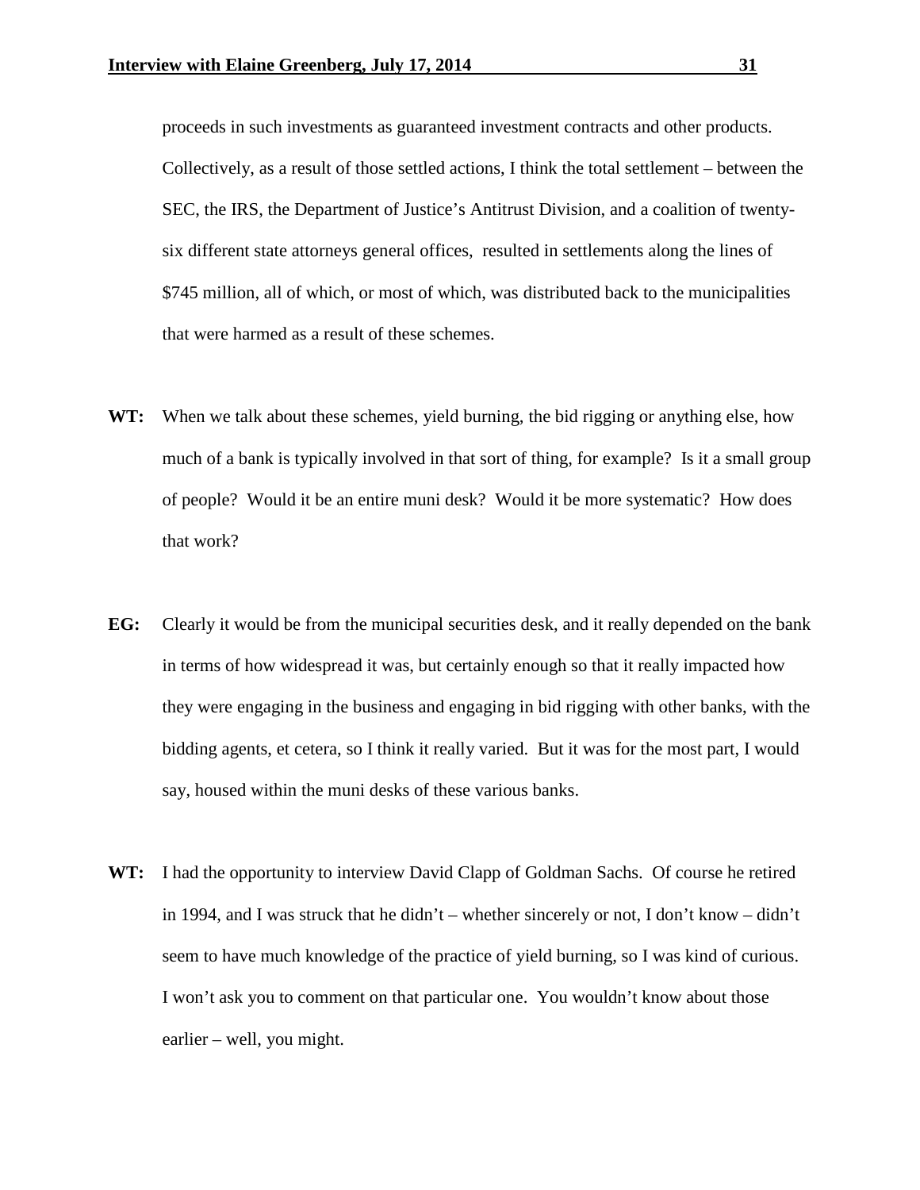proceeds in such investments as guaranteed investment contracts and other products. Collectively, as a result of those settled actions, I think the total settlement – between the SEC, the IRS, the Department of Justice's Antitrust Division, and a coalition of twenty-six different state attorneys general offices, resulted in settlements along the lines of \$745 million, all of which, or most of which, was distributed back to the municipalities that were harmed as a result of these schemes.

**WT:** When we talk about these schemes, yield burning, the bid rigging or anything else, how much of a bank is typically involved in that sort of thing, for example? Is it a small group of people? Would it be an entire muni desk? Would it be more systematic? How does that work?

**EG:** Clearly it would be from the municipal securities desk, and it really depended on the bank in terms of how widespread it was, but certainly enough so that it really impacted how they were engaging in the business and engaging in bid rigging with other banks, with the bidding agents, et cetera, so I think it really varied. But it was for the most part, I would say, housed within the muni desks of these various banks.

**WT:** I had the opportunity to interview David Clapp of Goldman Sachs. Of course he retired in 1994, and I was struck that he didn't – whether sincerely or not, I don't know – didn't seem to have much knowledge of the practice of yield burning, so I was kind of curious. I won't ask you to comment on that particular one. You wouldn't know about those earlier – well, you might.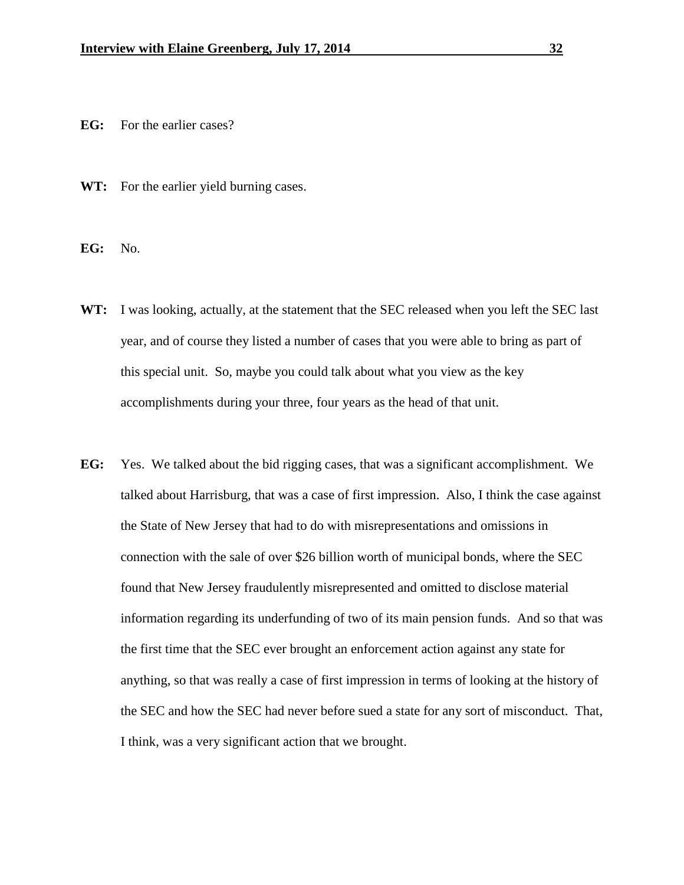**EG:** For the earlier cases?

**WT:** For the earlier yield burning cases.

**EG:** No.

**WT:** I was looking, actually, at the statement that the SEC released when you left the SEC last year, and of course they listed a number of cases that you were able to bring as part of this special unit. So, maybe you could talk about what you view as the key accomplishments during your three, four years as the head of that unit.

**EG:** Yes. We talked about the bid rigging cases, that was a significant accomplishment. We talked about Harrisburg, that was a case of first impression. Also, I think the case against the State of New Jersey that had to do with misrepresentations and omissions in connection with the sale of over $26 billion worth of municipal bonds, where the SEC found that New Jersey fraudulently misrepresented and omitted to disclose material information regarding its underfunding of two of its main pension funds. And so that was the first time that the SEC ever brought an enforcement action against any state for anything, so that was really a case of first impression in terms of looking at the history of the SEC and how the SEC had never before sued a state for any sort of misconduct. That, I think, was a very significant action that we brought.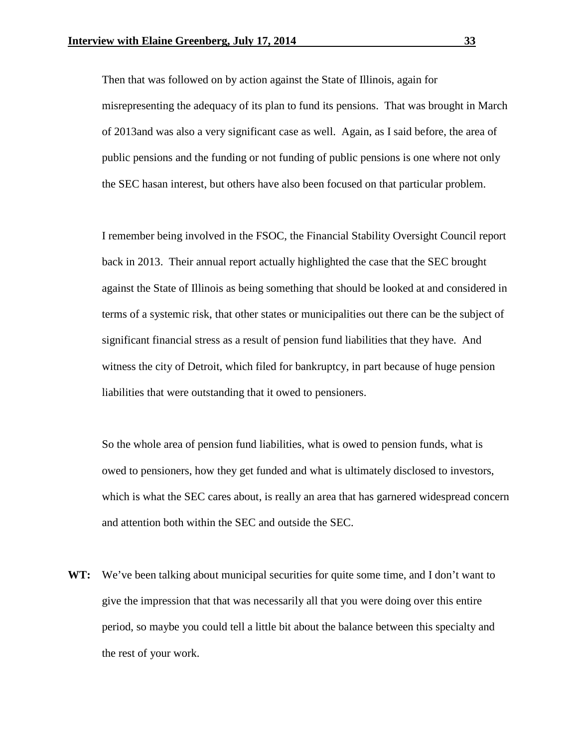Then that was followed on by action against the State of Illinois, again for misrepresenting the adequacy of its plan to fund its pensions. That was brought in March of 2013and was also a very significant case as well. Again, as I said before, the area of public pensions and the funding or not funding of public pensions is one where not only the SEC hasan interest, but others have also been focused on that particular problem.

I remember being involved in the FSOC, the Financial Stability Oversight Council report back in 2013. Their annual report actually highlighted the case that the SEC brought against the State of Illinois as being something that should be looked at and considered in terms of a systemic risk, that other states or municipalities out there can be the subject of significant financial stress as a result of pension fund liabilities that they have. And witness the city of Detroit, which filed for bankruptcy, in part because of huge pension liabilities that were outstanding that it owed to pensioners.

So the whole area of pension fund liabilities, what is owed to pension funds, what is owed to pensioners, how they get funded and what is ultimately disclosed to investors, which is what the SEC cares about, is really an area that has garnered widespread concern and attention both within the SEC and outside the SEC.

**WT:** We've been talking about municipal securities for quite some time, and I don't want to give the impression that that was necessarily all that you were doing over this entire period, so maybe you could tell a little bit about the balance between this specialty and the rest of your work.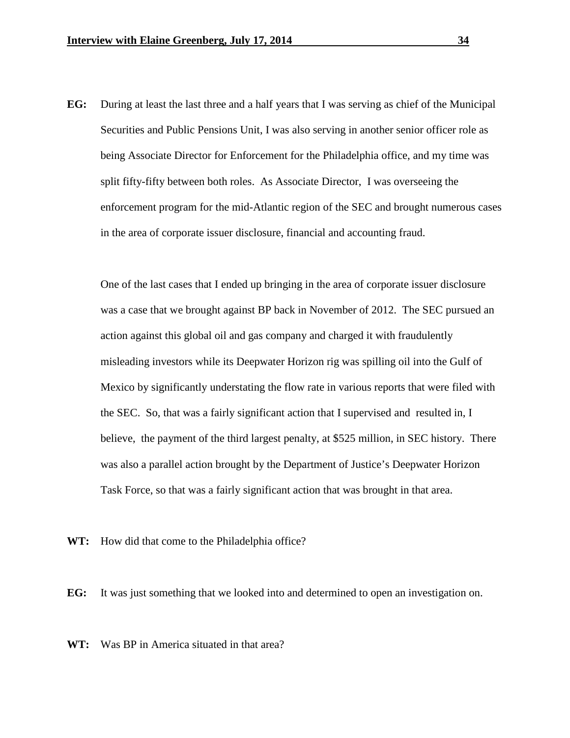**EG:** During at least the last three and a half years that I was serving as chief of the Municipal Securities and Public Pensions Unit, I was also serving in another senior officer role as being Associate Director for Enforcement for the Philadelphia office, and my time was split fifty-fifty between both roles. As Associate Director, I was overseeing the enforcement program for the mid-Atlantic region of the SEC and brought numerous cases in the area of corporate issuer disclosure, financial and accounting fraud.

One of the last cases that I ended up bringing in the area of corporate issuer disclosure was a case that we brought against BP back in November of 2012. The SEC pursued an action against this global oil and gas company and charged it with fraudulently misleading investors while its Deepwater Horizon rig was spilling oil into the Gulf of Mexico by significantly understating the flow rate in various reports that were filed with the SEC. So, that was a fairly significant action that I supervised and resulted in, I believe, the payment of the third largest penalty, at $525 million, in SEC history. There was also a parallel action brought by the Department of Justice's Deepwater Horizon Task Force, so that was a fairly significant action that was brought in that area.

**WT:** How did that come to the Philadelphia office?

**EG:** It was just something that we looked into and determined to open an investigation on.

**WT:** Was BP in America situated in that area?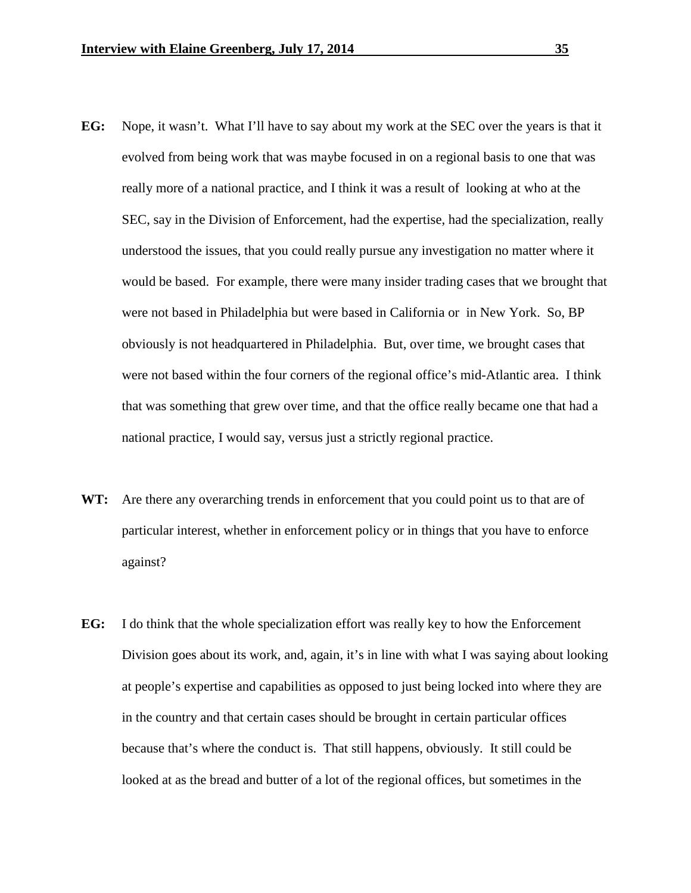**EG:** Nope, it wasn't. What I'll have to say about my work at the SEC over the years is that it evolved from being work that was maybe focused in on a regional basis to one that was really more of a national practice, and I think it was a result of looking at who at the SEC, say in the Division of Enforcement, had the expertise, had the specialization, really understood the issues, that you could really pursue any investigation no matter where it would be based. For example, there were many insider trading cases that we brought that were not based in Philadelphia but were based in California or in New York. So, BP obviously is not headquartered in Philadelphia. But, over time, we brought cases that were not based within the four corners of the regional office's mid-Atlantic area. I think that was something that grew over time, and that the office really became one that had a national practice, I would say, versus just a strictly regional practice.

**WT:** Are there any overarching trends in enforcement that you could point us to that are of particular interest, whether in enforcement policy or in things that you have to enforce against?

**EG:** I do think that the whole specialization effort was really key to how the Enforcement Division goes about its work, and, again, it's in line with what I was saying about looking at people's expertise and capabilities as opposed to just being locked into where they are in the country and that certain cases should be brought in certain particular offices because that's where the conduct is. That still happens, obviously. It still could be looked at as the bread and butter of a lot of the regional offices, but sometimes in the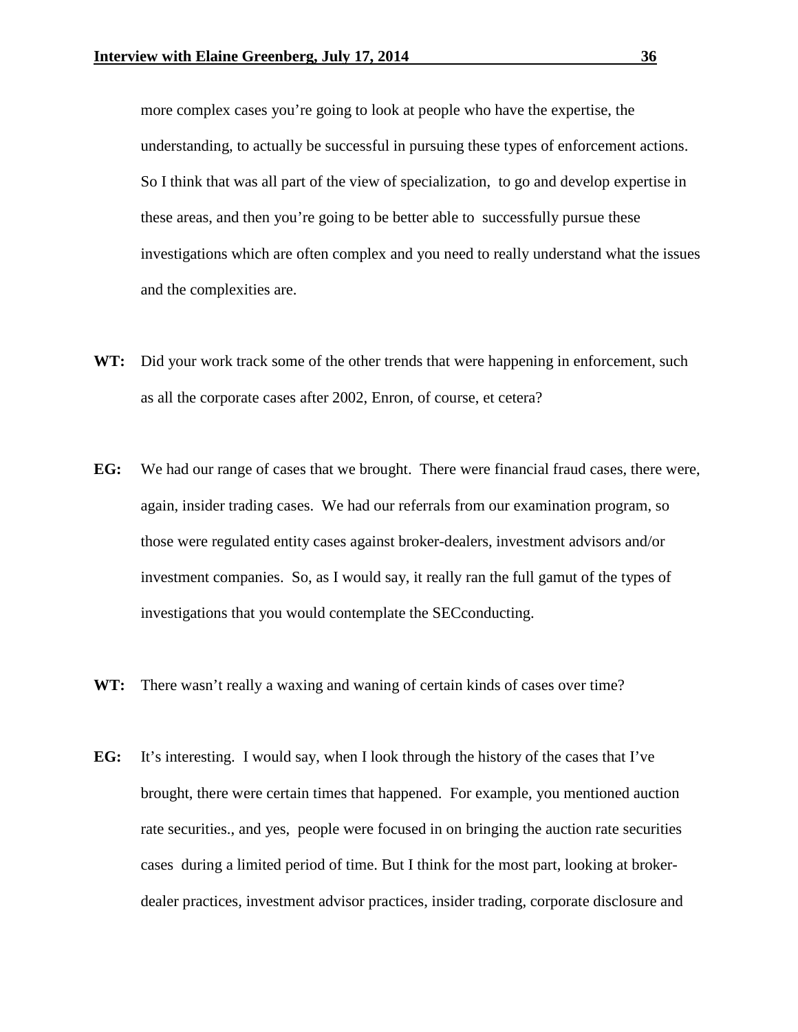more complex cases you're going to look at people who have the expertise, the understanding, to actually be successful in pursuing these types of enforcement actions. So I think that was all part of the view of specialization, to go and develop expertise in these areas, and then you're going to be better able to successfully pursue these investigations which are often complex and you need to really understand what the issues and the complexities are.

**WT:** Did your work track some of the other trends that were happening in enforcement, such as all the corporate cases after 2002, Enron, of course, et cetera?

**EG:** We had our range of cases that we brought. There were financial fraud cases, there were, again, insider trading cases. We had our referrals from our examination program, so those were regulated entity cases against broker-dealers, investment advisors and/or investment companies. So, as I would say, it really ran the full gamut of the types of investigations that you would contemplate the SECconducting.

**WT:** There wasn't really a waxing and waning of certain kinds of cases over time?

**EG:** It's interesting. I would say, when I look through the history of the cases that I've brought, there were certain times that happened. For example, you mentioned auction rate securities., and yes, people were focused in on bringing the auction rate securities cases during a limited period of time. But I think for the most part, looking at broker-dealer practices, investment advisor practices, insider trading, corporate disclosure and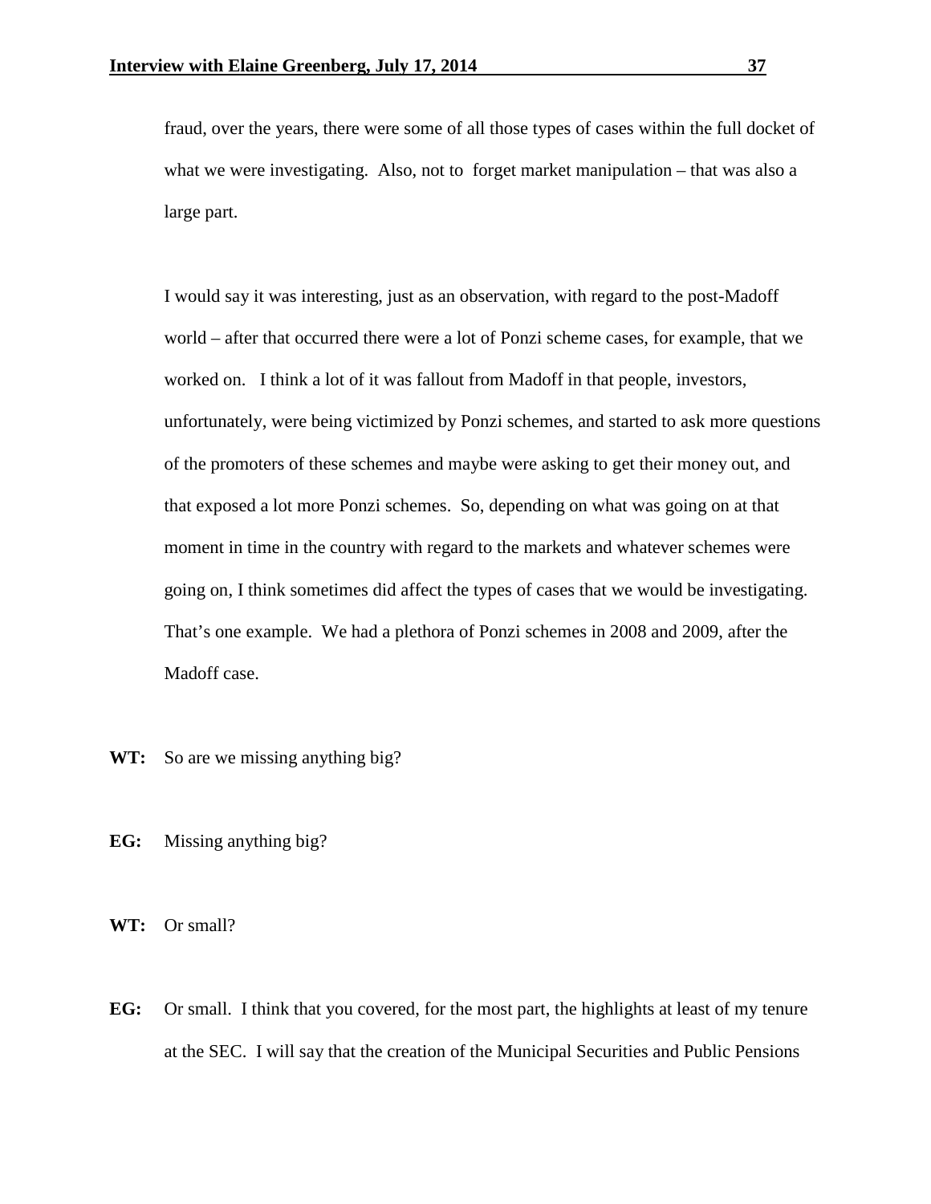fraud, over the years, there were some of all those types of cases within the full docket of what we were investigating. Also, not to forget market manipulation – that was also a large part.

I would say it was interesting, just as an observation, with regard to the post-Madoff world – after that occurred there were a lot of Ponzi scheme cases, for example, that we worked on. I think a lot of it was fallout from Madoff in that people, investors, unfortunately, were being victimized by Ponzi schemes, and started to ask more questions of the promoters of these schemes and maybe were asking to get their money out, and that exposed a lot more Ponzi schemes. So, depending on what was going on at that moment in time in the country with regard to the markets and whatever schemes were going on, I think sometimes did affect the types of cases that we would be investigating. That's one example. We had a plethora of Ponzi schemes in 2008 and 2009, after the Madoff case.

**WT:** So are we missing anything big?

**EG:** Missing anything big?

**WT:** Or small?

**EG:** Or small. I think that you covered, for the most part, the highlights at least of my tenure at the SEC. I will say that the creation of the Municipal Securities and Public Pensions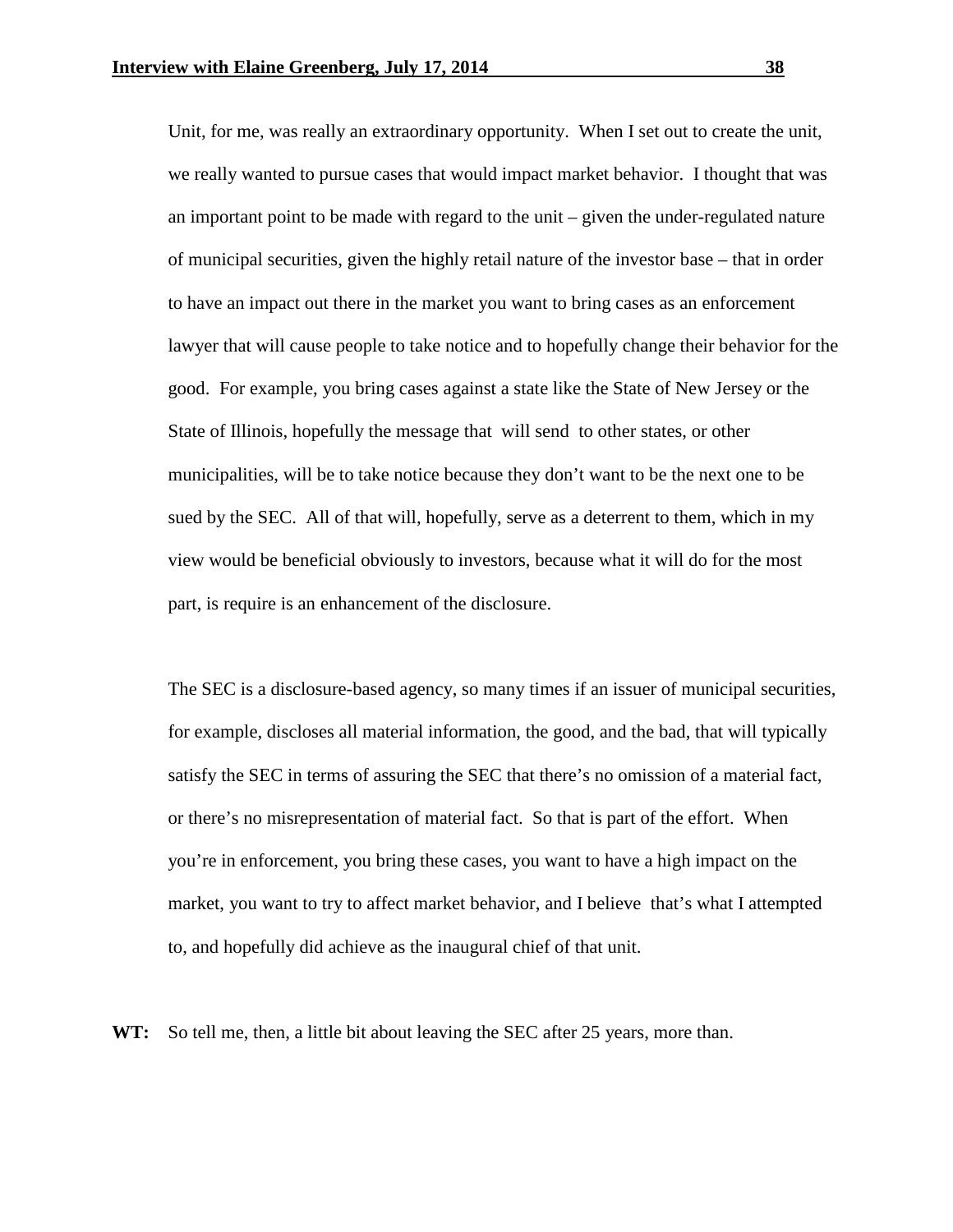Unit, for me, was really an extraordinary opportunity. When I set out to create the unit, we really wanted to pursue cases that would impact market behavior. I thought that was an important point to be made with regard to the unit – given the under-regulated nature of municipal securities, given the highly retail nature of the investor base – that in order to have an impact out there in the market you want to bring cases as an enforcement lawyer that will cause people to take notice and to hopefully change their behavior for the good. For example, you bring cases against a state like the State of New Jersey or the State of Illinois, hopefully the message that will send to other states, or other municipalities, will be to take notice because they don't want to be the next one to be sued by the SEC. All of that will, hopefully, serve as a deterrent to them, which in my view would be beneficial obviously to investors, because what it will do for the most part, is require is an enhancement of the disclosure.

The SEC is a disclosure-based agency, so many times if an issuer of municipal securities, for example, discloses all material information, the good, and the bad, that will typically satisfy the SEC in terms of assuring the SEC that there's no omission of a material fact, or there's no misrepresentation of material fact. So that is part of the effort. When you're in enforcement, you bring these cases, you want to have a high impact on the market, you want to try to affect market behavior, and I believe that's what I attempted to, and hopefully did achieve as the inaugural chief of that unit.

**WT:** So tell me, then, a little bit about leaving the SEC after 25 years, more than.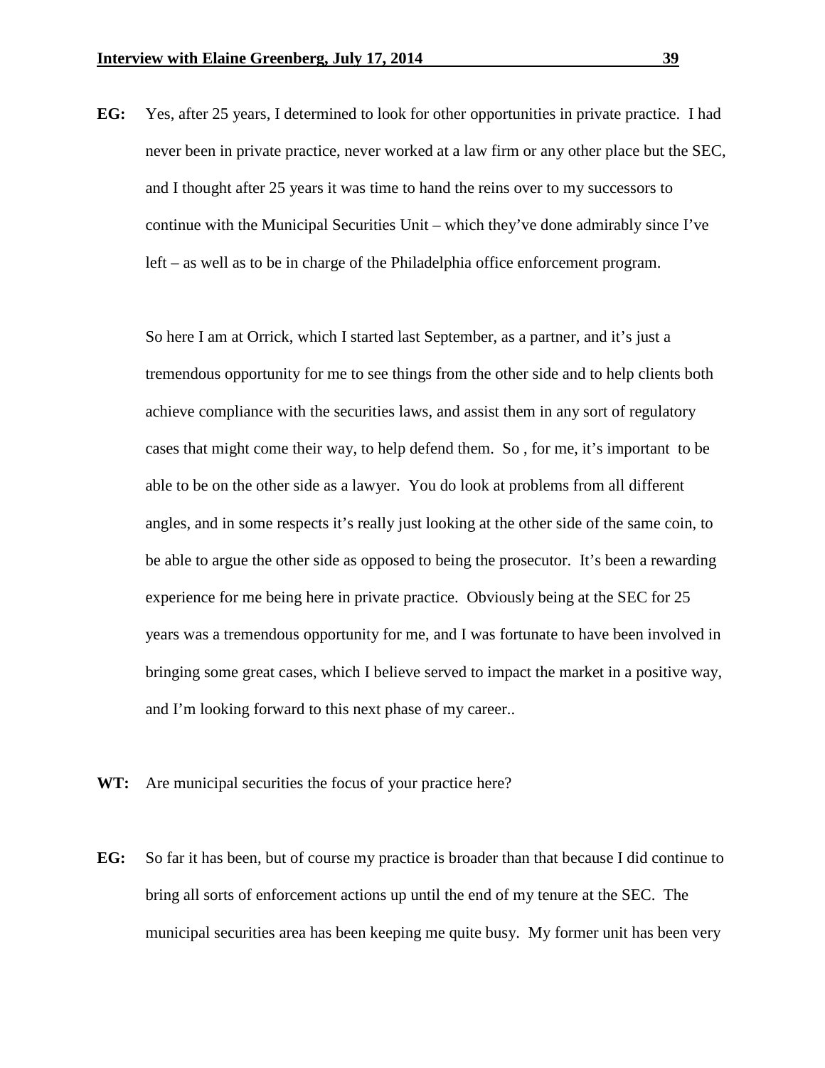**EG:** Yes, after 25 years, I determined to look for other opportunities in private practice. I had never been in private practice, never worked at a law firm or any other place but the SEC, and I thought after 25 years it was time to hand the reins over to my successors to continue with the Municipal Securities Unit – which they've done admirably since I've left – as well as to be in charge of the Philadelphia office enforcement program.

So here I am at Orrick, which I started last September, as a partner, and it's just a tremendous opportunity for me to see things from the other side and to help clients both achieve compliance with the securities laws, and assist them in any sort of regulatory cases that might come their way, to help defend them. So , for me, it's important to be able to be on the other side as a lawyer. You do look at problems from all different angles, and in some respects it's really just looking at the other side of the same coin, to be able to argue the other side as opposed to being the prosecutor. It's been a rewarding experience for me being here in private practice. Obviously being at the SEC for 25 years was a tremendous opportunity for me, and I was fortunate to have been involved in bringing some great cases, which I believe served to impact the market in a positive way, and I'm looking forward to this next phase of my career..

**WT:** Are municipal securities the focus of your practice here?

**EG:** So far it has been, but of course my practice is broader than that because I did continue to bring all sorts of enforcement actions up until the end of my tenure at the SEC. The municipal securities area has been keeping me quite busy. My former unit has been very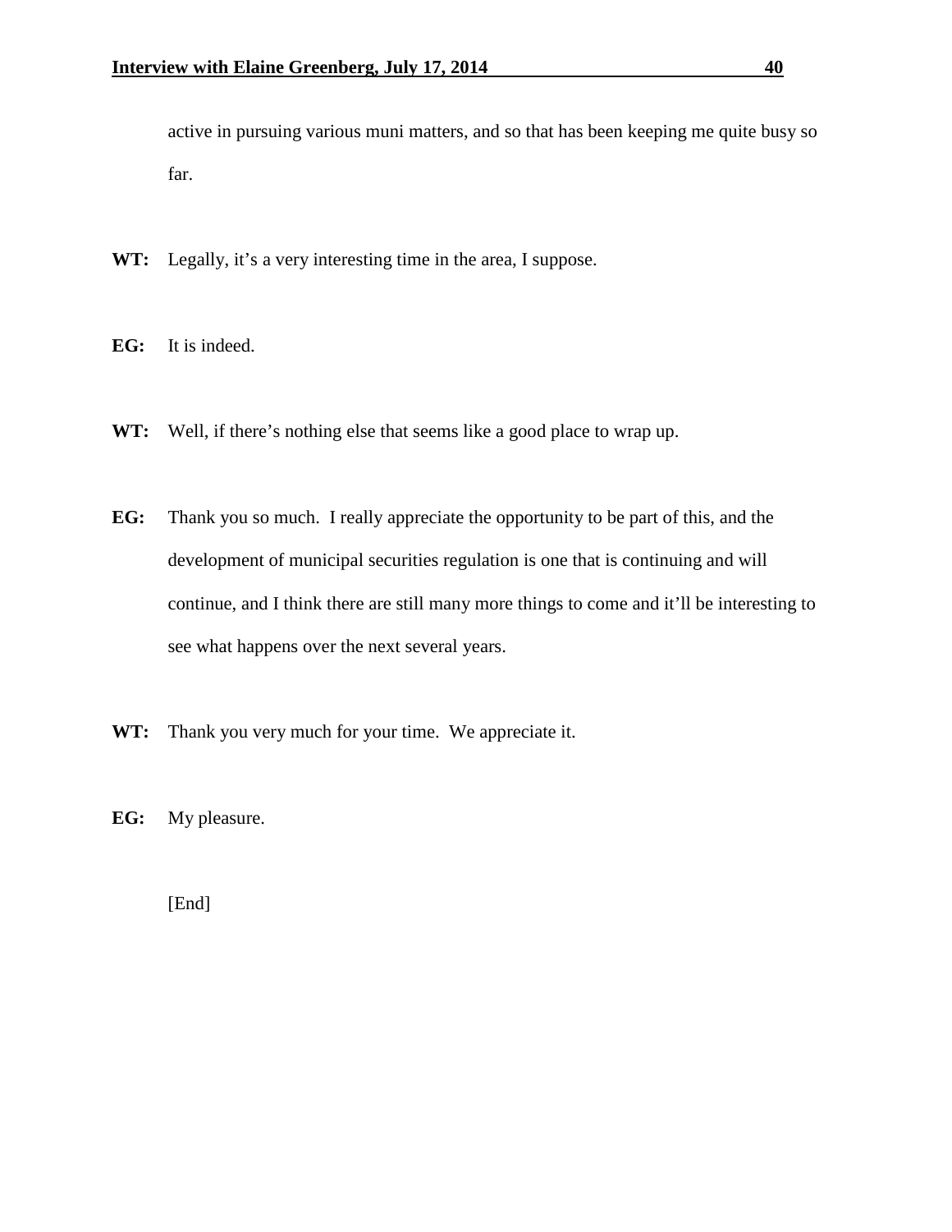active in pursuing various muni matters, and so that has been keeping me quite busy so far.

**WT:** Legally, it's a very interesting time in the area, I suppose.

**EG:** It is indeed.

**WT:** Well, if there's nothing else that seems like a good place to wrap up.

**EG:** Thank you so much. I really appreciate the opportunity to be part of this, and the development of municipal securities regulation is one that is continuing and will continue, and I think there are still many more things to come and it'll be interesting to see what happens over the next several years.

**WT:** Thank you very much for your time. We appreciate it.

**EG:** My pleasure.

[End]